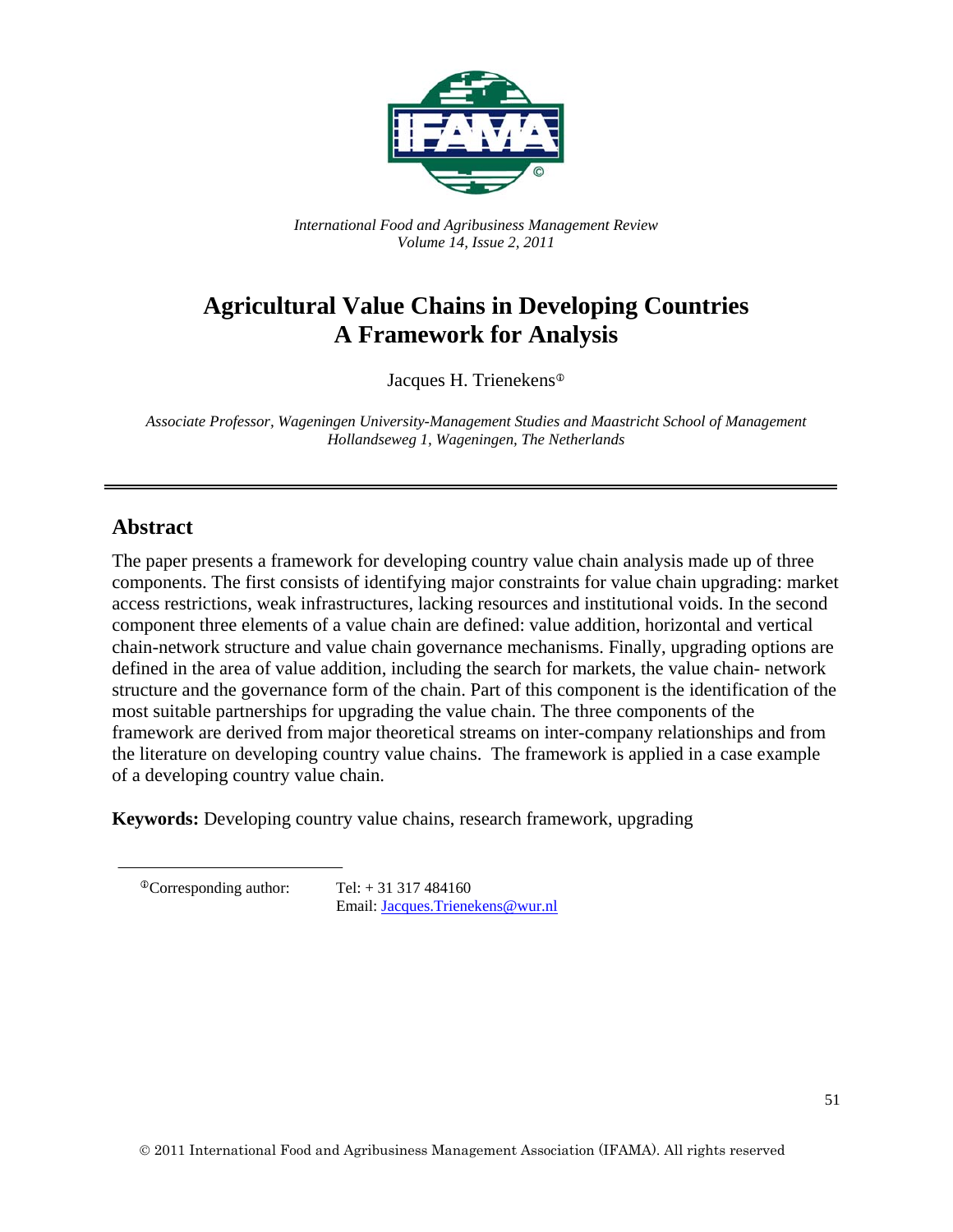*International Food and Agribusiness Management Review*
*Volume 14, Issue 2, 2011*

# Agricultural Value Chains in Developing Countries A Framework for Analysis

Jacques H. Trienekens[Φ]

*Associate Professor, Wageningen University-Management Studies and Maastricht School of Management*
*Hollandseweg 1, Wageningen, The Netherlands*

---

## Abstract

The paper presents a framework for developing country value chain analysis made up of three components. The first consists of identifying major constraints for value chain upgrading: market access restrictions, weak infrastructures, lacking resources and institutional voids. In the second component three elements of a value chain are defined: value addition, horizontal and vertical chain-network structure and value chain governance mechanisms. Finally, upgrading options are defined in the area of value addition, including the search for markets, the value chain- network structure and the governance form of the chain. Part of this component is the identification of the most suitable partnerships for upgrading the value chain. The three components of the framework are derived from major theoretical streams on inter-company relationships and from the literature on developing country value chains. The framework is applied in a case example of a developing country value chain.

**Keywords:** Developing country value chains, research framework, upgrading

---

[Φ]Corresponding author: Tel: + 31 317 484160
Email: Jacques.Trienekens@wur.nl

© 2011 International Food and Agribusiness Management Association (IFAMA). All rights reserved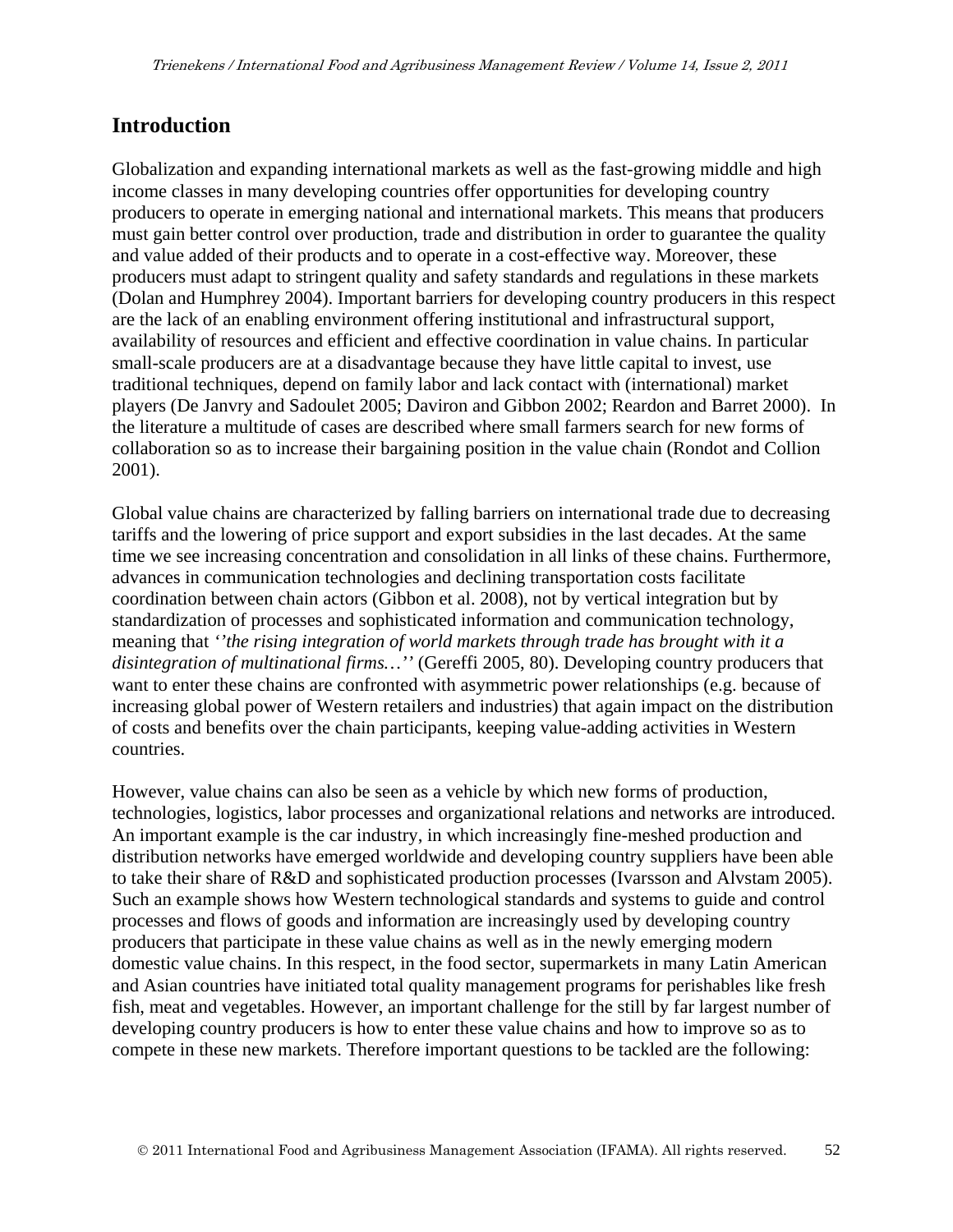## Introduction

Globalization and expanding international markets as well as the fast-growing middle and high income classes in many developing countries offer opportunities for developing country producers to operate in emerging national and international markets. This means that producers must gain better control over production, trade and distribution in order to guarantee the quality and value added of their products and to operate in a cost-effective way. Moreover, these producers must adapt to stringent quality and safety standards and regulations in these markets (Dolan and Humphrey 2004). Important barriers for developing country producers in this respect are the lack of an enabling environment offering institutional and infrastructural support, availability of resources and efficient and effective coordination in value chains. In particular small-scale producers are at a disadvantage because they have little capital to invest, use traditional techniques, depend on family labor and lack contact with (international) market players (De Janvry and Sadoulet 2005; Daviron and Gibbon 2002; Reardon and Barret 2000). In the literature a multitude of cases are described where small farmers search for new forms of collaboration so as to increase their bargaining position in the value chain (Rondot and Collion 2001).

Global value chains are characterized by falling barriers on international trade due to decreasing tariffs and the lowering of price support and export subsidies in the last decades. At the same time we see increasing concentration and consolidation in all links of these chains. Furthermore, advances in communication technologies and declining transportation costs facilitate coordination between chain actors (Gibbon et al. 2008), not by vertical integration but by standardization of processes and sophisticated information and communication technology, meaning that *''the rising integration of world markets through trade has brought with it a disintegration of multinational firms…''* (Gereffi 2005, 80). Developing country producers that want to enter these chains are confronted with asymmetric power relationships (e.g. because of increasing global power of Western retailers and industries) that again impact on the distribution of costs and benefits over the chain participants, keeping value-adding activities in Western countries.

However, value chains can also be seen as a vehicle by which new forms of production, technologies, logistics, labor processes and organizational relations and networks are introduced. An important example is the car industry, in which increasingly fine-meshed production and distribution networks have emerged worldwide and developing country suppliers have been able to take their share of R&D and sophisticated production processes (Ivarsson and Alvstam 2005). Such an example shows how Western technological standards and systems to guide and control processes and flows of goods and information are increasingly used by developing country producers that participate in these value chains as well as in the newly emerging modern domestic value chains. In this respect, in the food sector, supermarkets in many Latin American and Asian countries have initiated total quality management programs for perishables like fresh fish, meat and vegetables. However, an important challenge for the still by far largest number of developing country producers is how to enter these value chains and how to improve so as to compete in these new markets. Therefore important questions to be tackled are the following: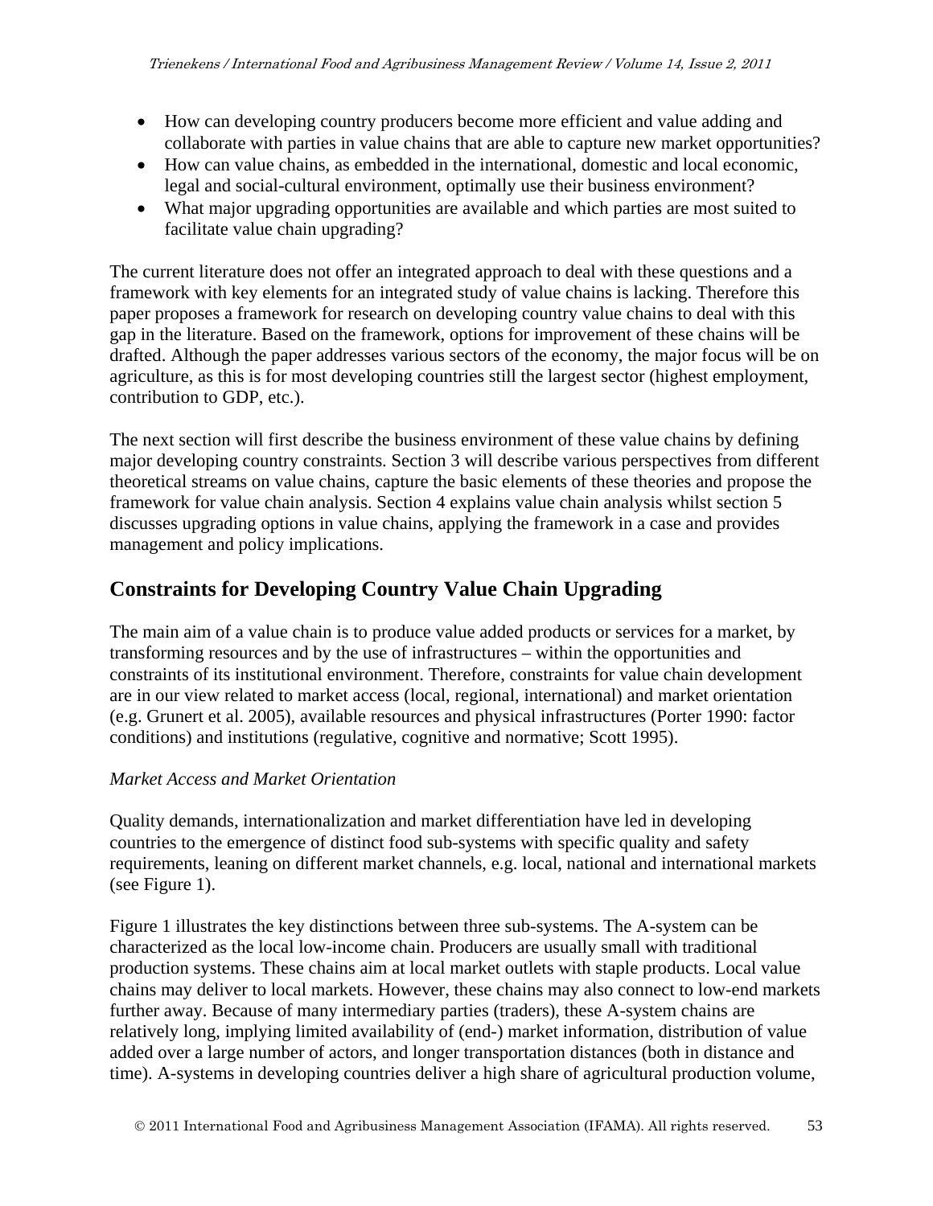- How can developing country producers become more efficient and value adding and collaborate with parties in value chains that are able to capture new market opportunities?
- How can value chains, as embedded in the international, domestic and local economic, legal and social-cultural environment, optimally use their business environment?
- What major upgrading opportunities are available and which parties are most suited to facilitate value chain upgrading?

The current literature does not offer an integrated approach to deal with these questions and a framework with key elements for an integrated study of value chains is lacking. Therefore this paper proposes a framework for research on developing country value chains to deal with this gap in the literature. Based on the framework, options for improvement of these chains will be drafted. Although the paper addresses various sectors of the economy, the major focus will be on agriculture, as this is for most developing countries still the largest sector (highest employment, contribution to GDP, etc.).

The next section will first describe the business environment of these value chains by defining major developing country constraints. Section 3 will describe various perspectives from different theoretical streams on value chains, capture the basic elements of these theories and propose the framework for value chain analysis. Section 4 explains value chain analysis whilst section 5 discusses upgrading options in value chains, applying the framework in a case and provides management and policy implications.

## Constraints for Developing Country Value Chain Upgrading

The main aim of a value chain is to produce value added products or services for a market, by transforming resources and by the use of infrastructures – within the opportunities and constraints of its institutional environment. Therefore, constraints for value chain development are in our view related to market access (local, regional, international) and market orientation (e.g. Grunert et al. 2005), available resources and physical infrastructures (Porter 1990: factor conditions) and institutions (regulative, cognitive and normative; Scott 1995).

*Market Access and Market Orientation*

Quality demands, internationalization and market differentiation have led in developing countries to the emergence of distinct food sub-systems with specific quality and safety requirements, leaning on different market channels, e.g. local, national and international markets (see Figure 1).

Figure 1 illustrates the key distinctions between three sub-systems. The A-system can be characterized as the local low-income chain. Producers are usually small with traditional production systems. These chains aim at local market outlets with staple products. Local value chains may deliver to local markets. However, these chains may also connect to low-end markets further away. Because of many intermediary parties (traders), these A-system chains are relatively long, implying limited availability of (end-) market information, distribution of value added over a large number of actors, and longer transportation distances (both in distance and time). A-systems in developing countries deliver a high share of agricultural production volume,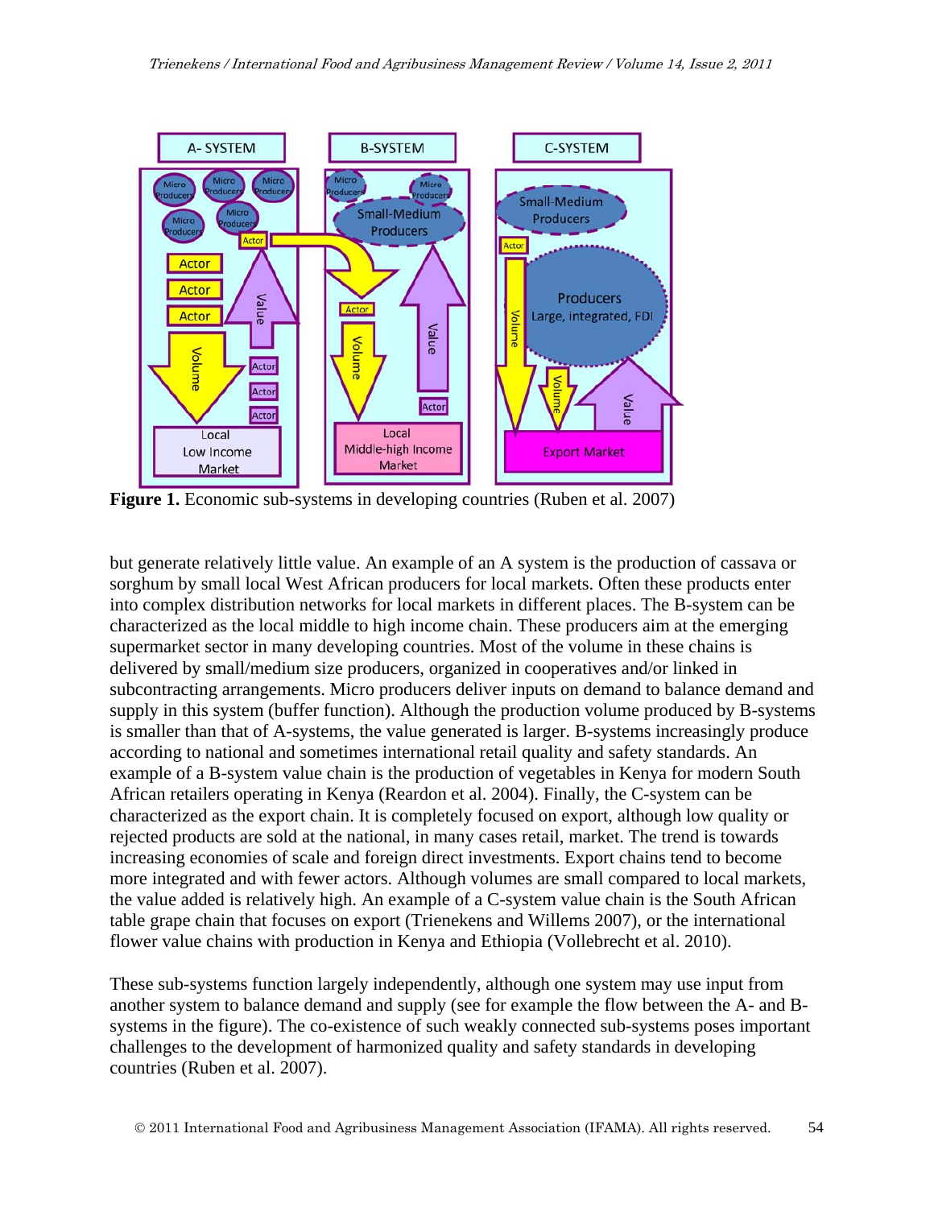**Figure 1.** Economic sub-systems in developing countries (Ruben et al. 2007)

but generate relatively little value. An example of an A system is the production of cassava or sorghum by small local West African producers for local markets. Often these products enter into complex distribution networks for local markets in different places. The B-system can be characterized as the local middle to high income chain. These producers aim at the emerging supermarket sector in many developing countries. Most of the volume in these chains is delivered by small/medium size producers, organized in cooperatives and/or linked in subcontracting arrangements. Micro producers deliver inputs on demand to balance demand and supply in this system (buffer function). Although the production volume produced by B-systems is smaller than that of A-systems, the value generated is larger. B-systems increasingly produce according to national and sometimes international retail quality and safety standards. An example of a B-system value chain is the production of vegetables in Kenya for modern South African retailers operating in Kenya (Reardon et al. 2004). Finally, the C-system can be characterized as the export chain. It is completely focused on export, although low quality or rejected products are sold at the national, in many cases retail, market. The trend is towards increasing economies of scale and foreign direct investments. Export chains tend to become more integrated and with fewer actors. Although volumes are small compared to local markets, the value added is relatively high. An example of a C-system value chain is the South African table grape chain that focuses on export (Trienekens and Willems 2007), or the international flower value chains with production in Kenya and Ethiopia (Vollebrecht et al. 2010).

These sub-systems function largely independently, although one system may use input from another system to balance demand and supply (see for example the flow between the A- and B-systems in the figure). The co-existence of such weakly connected sub-systems poses important challenges to the development of harmonized quality and safety standards in developing countries (Ruben et al. 2007).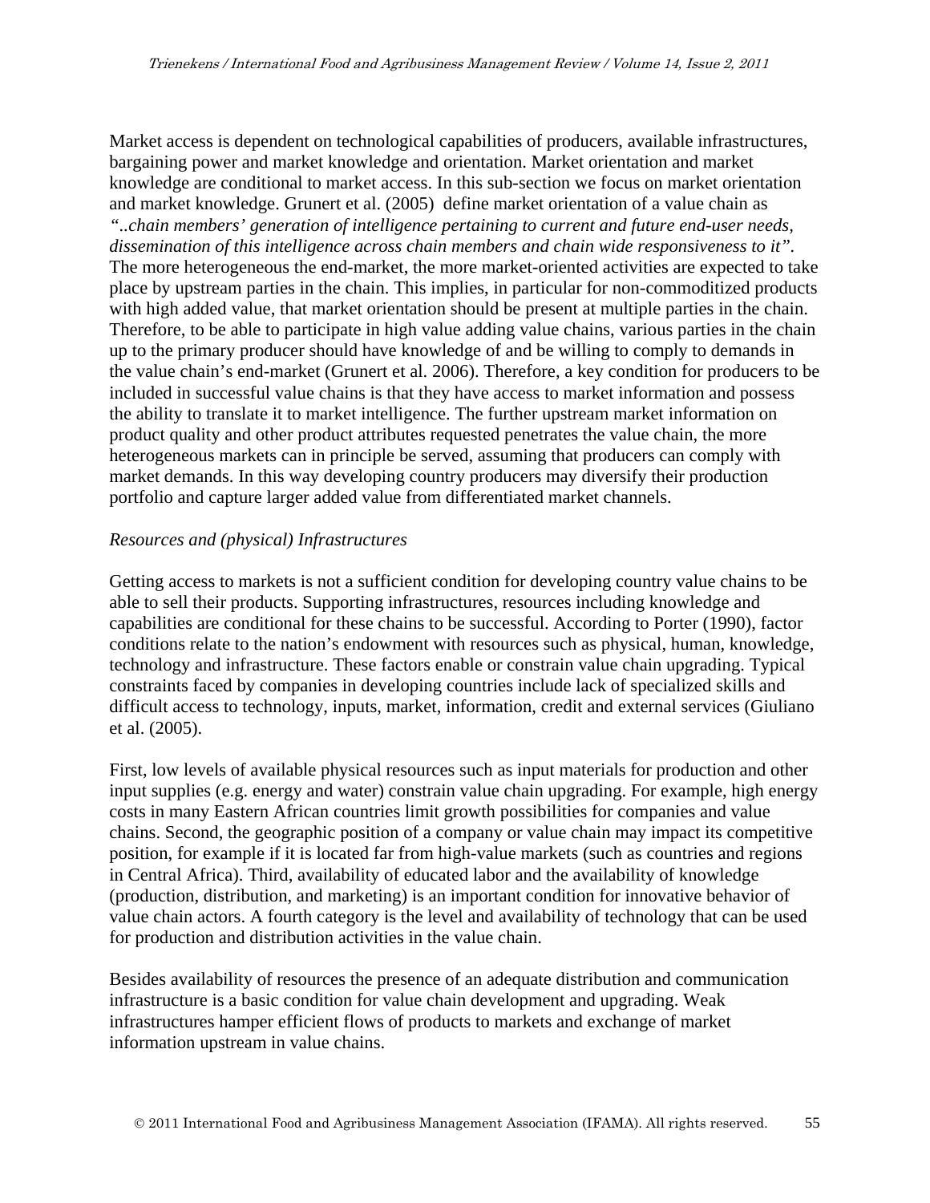Market access is dependent on technological capabilities of producers, available infrastructures, bargaining power and market knowledge and orientation. Market orientation and market knowledge are conditional to market access. In this sub-section we focus on market orientation and market knowledge. Grunert et al. (2005) define market orientation of a value chain as *"..chain members' generation of intelligence pertaining to current and future end-user needs, dissemination of this intelligence across chain members and chain wide responsiveness to it".* The more heterogeneous the end-market, the more market-oriented activities are expected to take place by upstream parties in the chain. This implies, in particular for non-commoditized products with high added value, that market orientation should be present at multiple parties in the chain. Therefore, to be able to participate in high value adding value chains, various parties in the chain up to the primary producer should have knowledge of and be willing to comply to demands in the value chain's end-market (Grunert et al. 2006). Therefore, a key condition for producers to be included in successful value chains is that they have access to market information and possess the ability to translate it to market intelligence. The further upstream market information on product quality and other product attributes requested penetrates the value chain, the more heterogeneous markets can in principle be served, assuming that producers can comply with market demands. In this way developing country producers may diversify their production portfolio and capture larger added value from differentiated market channels.

*Resources and (physical) Infrastructures*

Getting access to markets is not a sufficient condition for developing country value chains to be able to sell their products. Supporting infrastructures, resources including knowledge and capabilities are conditional for these chains to be successful. According to Porter (1990), factor conditions relate to the nation's endowment with resources such as physical, human, knowledge, technology and infrastructure. These factors enable or constrain value chain upgrading. Typical constraints faced by companies in developing countries include lack of specialized skills and difficult access to technology, inputs, market, information, credit and external services (Giuliano et al. (2005).

First, low levels of available physical resources such as input materials for production and other input supplies (e.g. energy and water) constrain value chain upgrading. For example, high energy costs in many Eastern African countries limit growth possibilities for companies and value chains. Second, the geographic position of a company or value chain may impact its competitive position, for example if it is located far from high-value markets (such as countries and regions in Central Africa). Third, availability of educated labor and the availability of knowledge (production, distribution, and marketing) is an important condition for innovative behavior of value chain actors. A fourth category is the level and availability of technology that can be used for production and distribution activities in the value chain.

Besides availability of resources the presence of an adequate distribution and communication infrastructure is a basic condition for value chain development and upgrading. Weak infrastructures hamper efficient flows of products to markets and exchange of market information upstream in value chains.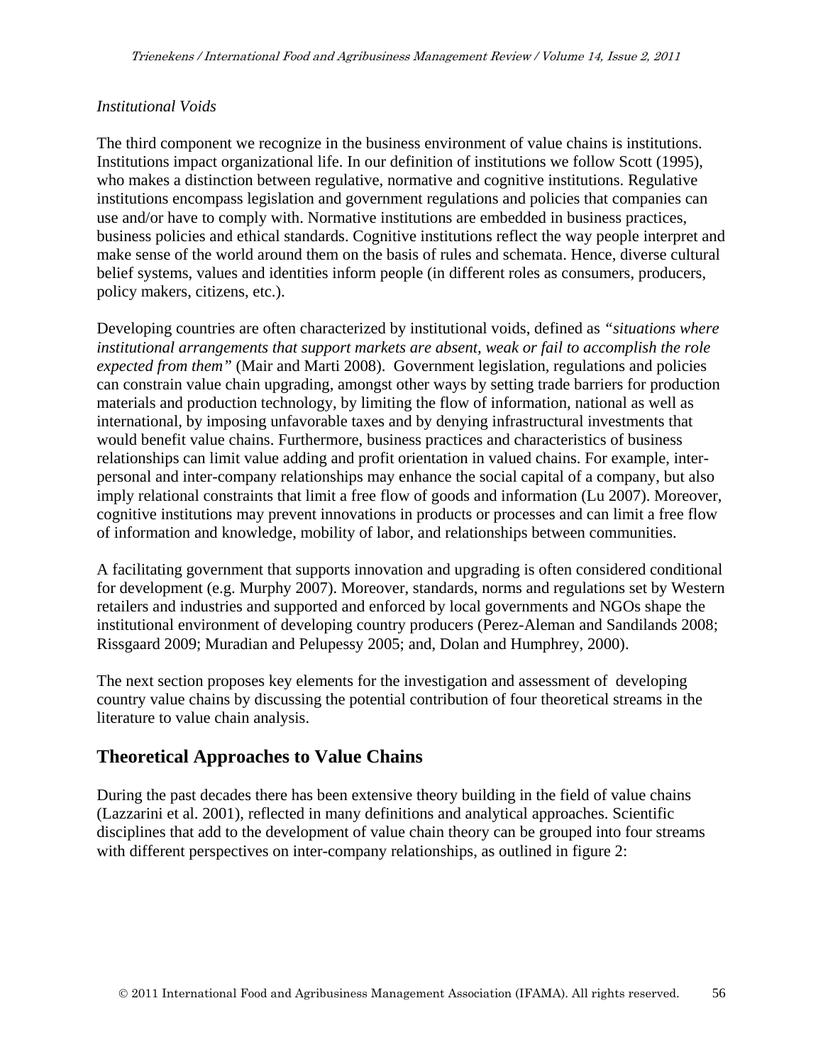*Institutional Voids*

The third component we recognize in the business environment of value chains is institutions. Institutions impact organizational life. In our definition of institutions we follow Scott (1995), who makes a distinction between regulative, normative and cognitive institutions. Regulative institutions encompass legislation and government regulations and policies that companies can use and/or have to comply with. Normative institutions are embedded in business practices, business policies and ethical standards. Cognitive institutions reflect the way people interpret and make sense of the world around them on the basis of rules and schemata. Hence, diverse cultural belief systems, values and identities inform people (in different roles as consumers, producers, policy makers, citizens, etc.).

Developing countries are often characterized by institutional voids, defined as *"situations where institutional arrangements that support markets are absent, weak or fail to accomplish the role expected from them"* (Mair and Marti 2008). Government legislation, regulations and policies can constrain value chain upgrading, amongst other ways by setting trade barriers for production materials and production technology, by limiting the flow of information, national as well as international, by imposing unfavorable taxes and by denying infrastructural investments that would benefit value chains. Furthermore, business practices and characteristics of business relationships can limit value adding and profit orientation in valued chains. For example, inter-personal and inter-company relationships may enhance the social capital of a company, but also imply relational constraints that limit a free flow of goods and information (Lu 2007). Moreover, cognitive institutions may prevent innovations in products or processes and can limit a free flow of information and knowledge, mobility of labor, and relationships between communities.

A facilitating government that supports innovation and upgrading is often considered conditional for development (e.g. Murphy 2007). Moreover, standards, norms and regulations set by Western retailers and industries and supported and enforced by local governments and NGOs shape the institutional environment of developing country producers (Perez-Aleman and Sandilands 2008; Rissgaard 2009; Muradian and Pelupessy 2005; and, Dolan and Humphrey, 2000).

The next section proposes key elements for the investigation and assessment of developing country value chains by discussing the potential contribution of four theoretical streams in the literature to value chain analysis.

## Theoretical Approaches to Value Chains

During the past decades there has been extensive theory building in the field of value chains (Lazzarini et al. 2001), reflected in many definitions and analytical approaches. Scientific disciplines that add to the development of value chain theory can be grouped into four streams with different perspectives on inter-company relationships, as outlined in figure 2: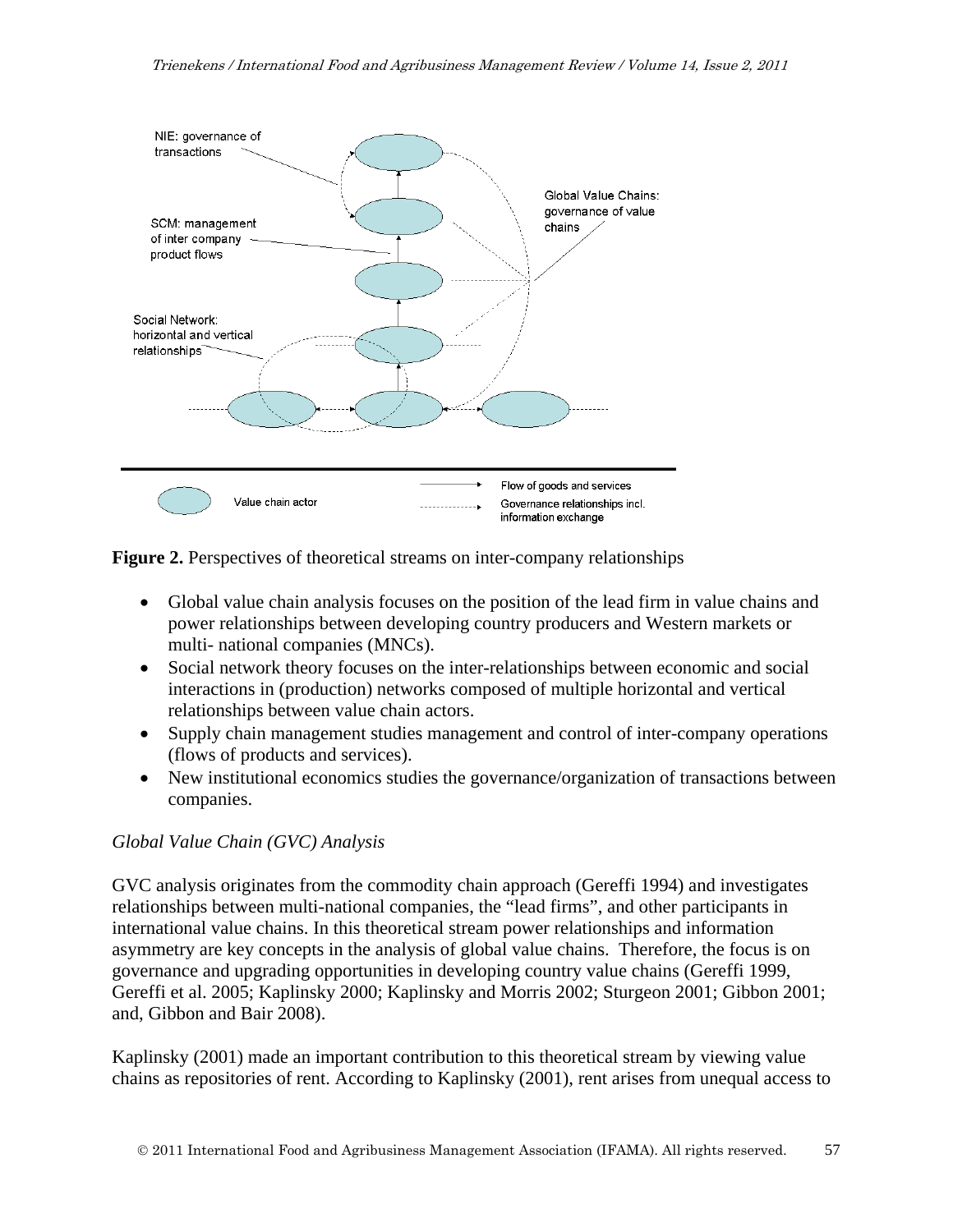**Figure 2.** Perspectives of theoretical streams on inter-company relationships

- Global value chain analysis focuses on the position of the lead firm in value chains and power relationships between developing country producers and Western markets or multi- national companies (MNCs).
- Social network theory focuses on the inter-relationships between economic and social interactions in (production) networks composed of multiple horizontal and vertical relationships between value chain actors.
- Supply chain management studies management and control of inter-company operations (flows of products and services).
- New institutional economics studies the governance/organization of transactions between companies.

### *Global Value Chain (GVC) Analysis*

GVC analysis originates from the commodity chain approach (Gereffi 1994) and investigates relationships between multi-national companies, the "lead firms", and other participants in international value chains. In this theoretical stream power relationships and information asymmetry are key concepts in the analysis of global value chains. Therefore, the focus is on governance and upgrading opportunities in developing country value chains (Gereffi 1999, Gereffi et al. 2005; Kaplinsky 2000; Kaplinsky and Morris 2002; Sturgeon 2001; Gibbon 2001; and, Gibbon and Bair 2008).

Kaplinsky (2001) made an important contribution to this theoretical stream by viewing value chains as repositories of rent. According to Kaplinsky (2001), rent arises from unequal access to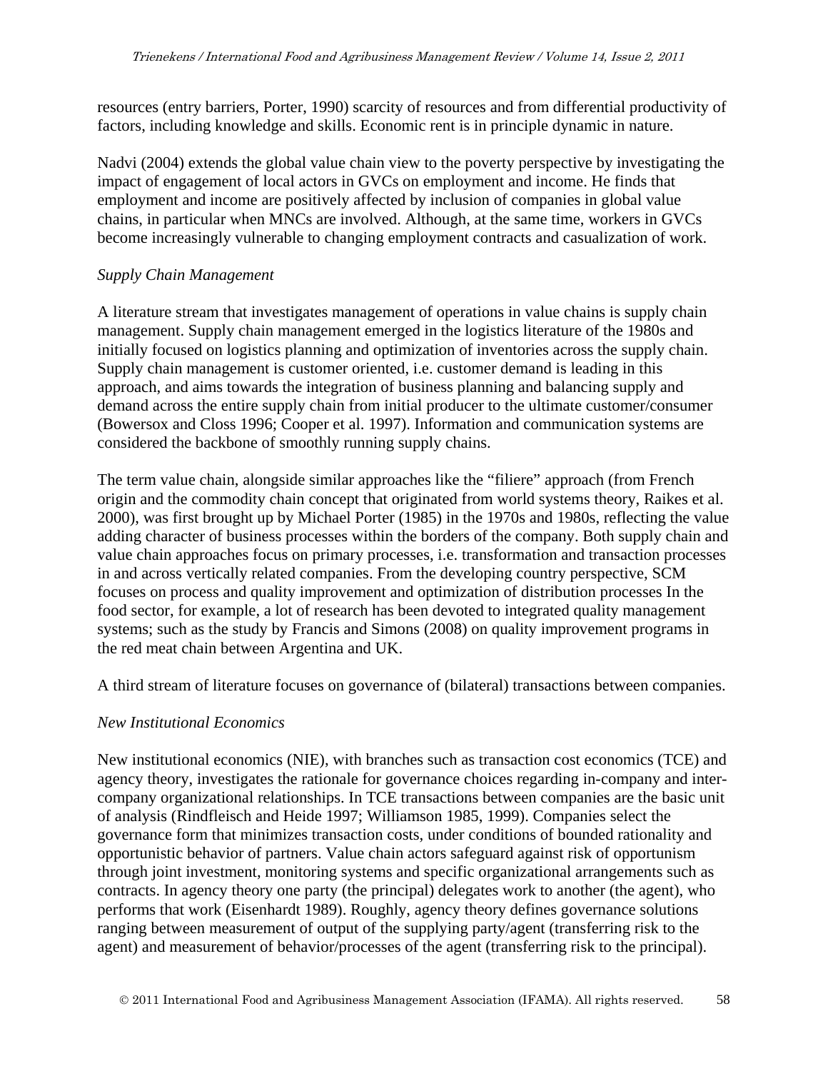resources (entry barriers, Porter, 1990) scarcity of resources and from differential productivity of factors, including knowledge and skills. Economic rent is in principle dynamic in nature.

Nadvi (2004) extends the global value chain view to the poverty perspective by investigating the impact of engagement of local actors in GVCs on employment and income. He finds that employment and income are positively affected by inclusion of companies in global value chains, in particular when MNCs are involved. Although, at the same time, workers in GVCs become increasingly vulnerable to changing employment contracts and casualization of work.

*Supply Chain Management*

A literature stream that investigates management of operations in value chains is supply chain management. Supply chain management emerged in the logistics literature of the 1980s and initially focused on logistics planning and optimization of inventories across the supply chain. Supply chain management is customer oriented, i.e. customer demand is leading in this approach, and aims towards the integration of business planning and balancing supply and demand across the entire supply chain from initial producer to the ultimate customer/consumer (Bowersox and Closs 1996; Cooper et al. 1997). Information and communication systems are considered the backbone of smoothly running supply chains.

The term value chain, alongside similar approaches like the "filiere" approach (from French origin and the commodity chain concept that originated from world systems theory, Raikes et al. 2000), was first brought up by Michael Porter (1985) in the 1970s and 1980s, reflecting the value adding character of business processes within the borders of the company. Both supply chain and value chain approaches focus on primary processes, i.e. transformation and transaction processes in and across vertically related companies. From the developing country perspective, SCM focuses on process and quality improvement and optimization of distribution processes In the food sector, for example, a lot of research has been devoted to integrated quality management systems; such as the study by Francis and Simons (2008) on quality improvement programs in the red meat chain between Argentina and UK.

A third stream of literature focuses on governance of (bilateral) transactions between companies.

*New Institutional Economics*

New institutional economics (NIE), with branches such as transaction cost economics (TCE) and agency theory, investigates the rationale for governance choices regarding in-company and inter-company organizational relationships. In TCE transactions between companies are the basic unit of analysis (Rindfleisch and Heide 1997; Williamson 1985, 1999). Companies select the governance form that minimizes transaction costs, under conditions of bounded rationality and opportunistic behavior of partners. Value chain actors safeguard against risk of opportunism through joint investment, monitoring systems and specific organizational arrangements such as contracts. In agency theory one party (the principal) delegates work to another (the agent), who performs that work (Eisenhardt 1989). Roughly, agency theory defines governance solutions ranging between measurement of output of the supplying party/agent (transferring risk to the agent) and measurement of behavior/processes of the agent (transferring risk to the principal).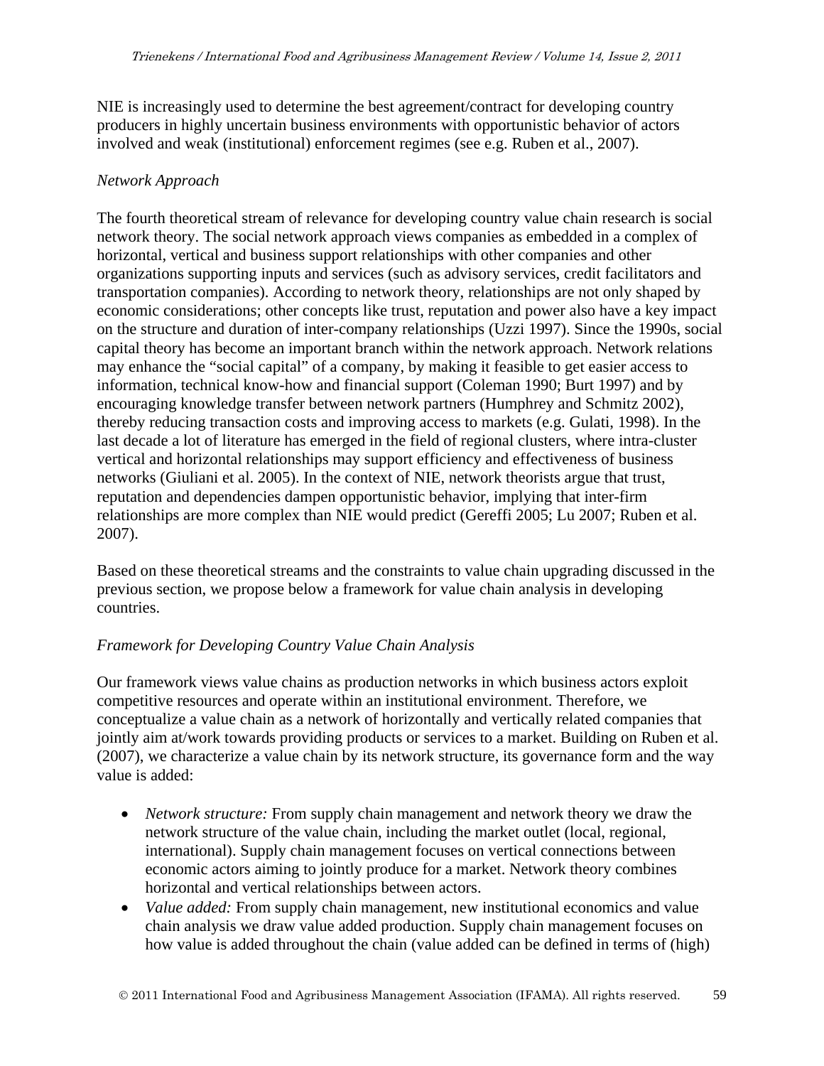NIE is increasingly used to determine the best agreement/contract for developing country producers in highly uncertain business environments with opportunistic behavior of actors involved and weak (institutional) enforcement regimes (see e.g. Ruben et al., 2007).

*Network Approach*

The fourth theoretical stream of relevance for developing country value chain research is social network theory. The social network approach views companies as embedded in a complex of horizontal, vertical and business support relationships with other companies and other organizations supporting inputs and services (such as advisory services, credit facilitators and transportation companies). According to network theory, relationships are not only shaped by economic considerations; other concepts like trust, reputation and power also have a key impact on the structure and duration of inter-company relationships (Uzzi 1997). Since the 1990s, social capital theory has become an important branch within the network approach. Network relations may enhance the "social capital" of a company, by making it feasible to get easier access to information, technical know-how and financial support (Coleman 1990; Burt 1997) and by encouraging knowledge transfer between network partners (Humphrey and Schmitz 2002), thereby reducing transaction costs and improving access to markets (e.g. Gulati, 1998). In the last decade a lot of literature has emerged in the field of regional clusters, where intra-cluster vertical and horizontal relationships may support efficiency and effectiveness of business networks (Giuliani et al. 2005). In the context of NIE, network theorists argue that trust, reputation and dependencies dampen opportunistic behavior, implying that inter-firm relationships are more complex than NIE would predict (Gereffi 2005; Lu 2007; Ruben et al. 2007).

Based on these theoretical streams and the constraints to value chain upgrading discussed in the previous section, we propose below a framework for value chain analysis in developing countries.

*Framework for Developing Country Value Chain Analysis*

Our framework views value chains as production networks in which business actors exploit competitive resources and operate within an institutional environment. Therefore, we conceptualize a value chain as a network of horizontally and vertically related companies that jointly aim at/work towards providing products or services to a market. Building on Ruben et al. (2007), we characterize a value chain by its network structure, its governance form and the way value is added:

- *Network structure:* From supply chain management and network theory we draw the network structure of the value chain, including the market outlet (local, regional, international). Supply chain management focuses on vertical connections between economic actors aiming to jointly produce for a market. Network theory combines horizontal and vertical relationships between actors.
- *Value added:* From supply chain management, new institutional economics and value chain analysis we draw value added production. Supply chain management focuses on how value is added throughout the chain (value added can be defined in terms of (high)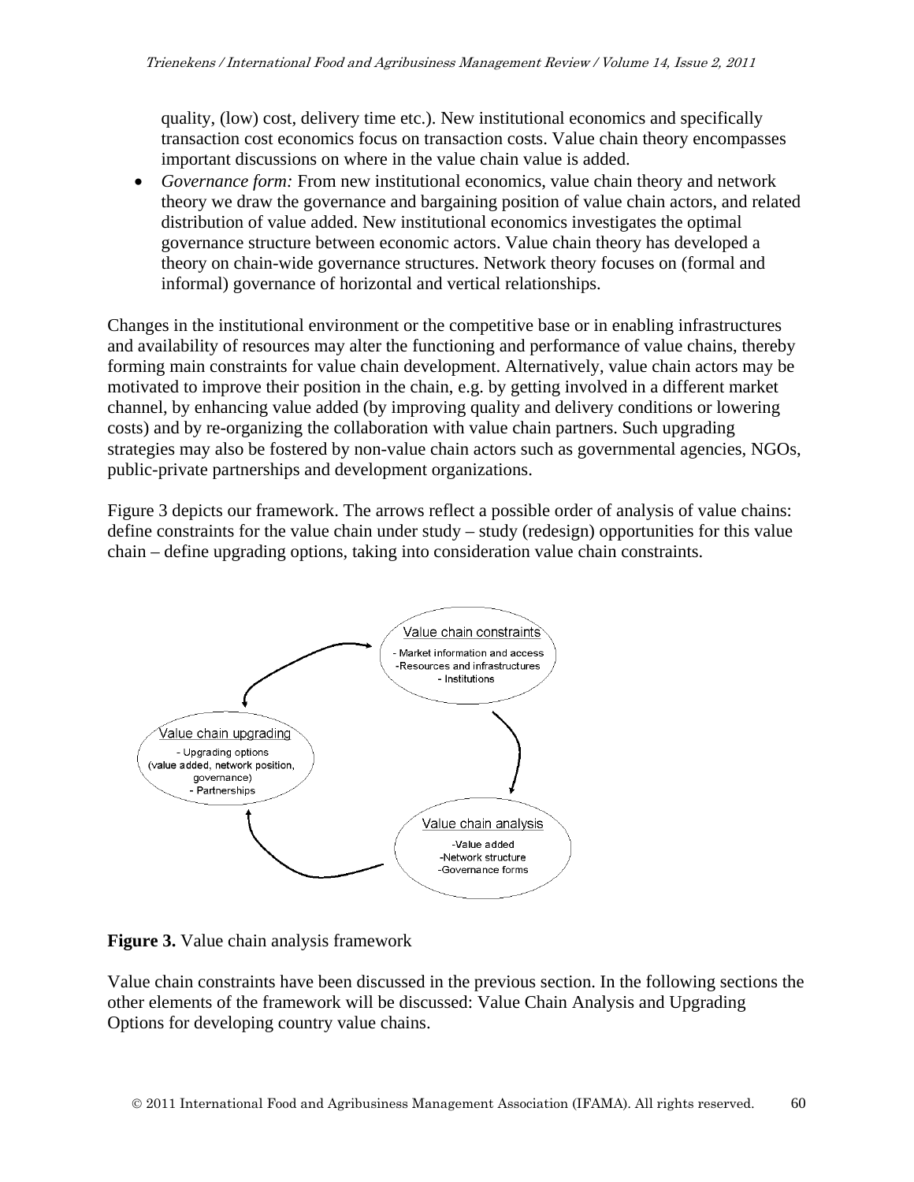quality, (low) cost, delivery time etc.). New institutional economics and specifically transaction cost economics focus on transaction costs. Value chain theory encompasses important discussions on where in the value chain value is added.

- *Governance form:* From new institutional economics, value chain theory and network theory we draw the governance and bargaining position of value chain actors, and related distribution of value added. New institutional economics investigates the optimal governance structure between economic actors. Value chain theory has developed a theory on chain-wide governance structures. Network theory focuses on (formal and informal) governance of horizontal and vertical relationships.

Changes in the institutional environment or the competitive base or in enabling infrastructures and availability of resources may alter the functioning and performance of value chains, thereby forming main constraints for value chain development. Alternatively, value chain actors may be motivated to improve their position in the chain, e.g. by getting involved in a different market channel, by enhancing value added (by improving quality and delivery conditions or lowering costs) and by re-organizing the collaboration with value chain partners. Such upgrading strategies may also be fostered by non-value chain actors such as governmental agencies, NGOs, public-private partnerships and development organizations.

Figure 3 depicts our framework. The arrows reflect a possible order of analysis of value chains: define constraints for the value chain under study – study (redesign) opportunities for this value chain – define upgrading options, taking into consideration value chain constraints.

Value chain constraints
- Market information and access
- Resources and infrastructures
- Institutions

Value chain analysis
- Value added
- Network structure
- Governance forms

Value chain upgrading
- Upgrading options (value added, network position, governance)
- Partnerships

**Figure 3.** Value chain analysis framework

Value chain constraints have been discussed in the previous section. In the following sections the other elements of the framework will be discussed: Value Chain Analysis and Upgrading Options for developing country value chains.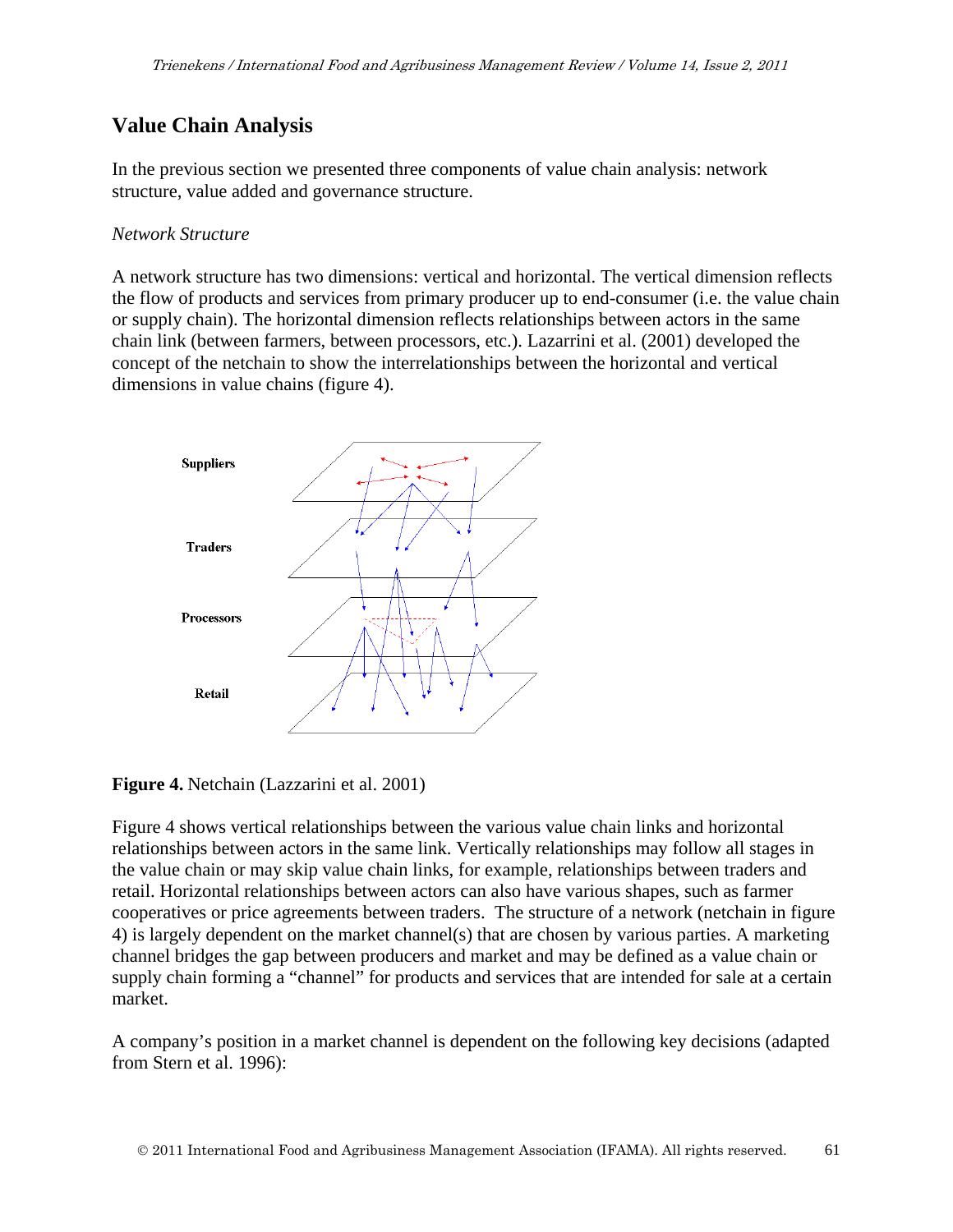## Value Chain Analysis

In the previous section we presented three components of value chain analysis: network structure, value added and governance structure.

*Network Structure*

A network structure has two dimensions: vertical and horizontal. The vertical dimension reflects the flow of products and services from primary producer up to end-consumer (i.e. the value chain or supply chain). The horizontal dimension reflects relationships between actors in the same chain link (between farmers, between processors, etc.). Lazarrini et al. (2001) developed the concept of the netchain to show the interrelationships between the horizontal and vertical dimensions in value chains (figure 4).

Suppliers

Traders

Processors

Retail

**Figure 4.** Netchain (Lazzarini et al. 2001)

Figure 4 shows vertical relationships between the various value chain links and horizontal relationships between actors in the same link. Vertically relationships may follow all stages in the value chain or may skip value chain links, for example, relationships between traders and retail. Horizontal relationships between actors can also have various shapes, such as farmer cooperatives or price agreements between traders. The structure of a network (netchain in figure 4) is largely dependent on the market channel(s) that are chosen by various parties. A marketing channel bridges the gap between producers and market and may be defined as a value chain or supply chain forming a "channel" for products and services that are intended for sale at a certain market.

A company's position in a market channel is dependent on the following key decisions (adapted from Stern et al. 1996):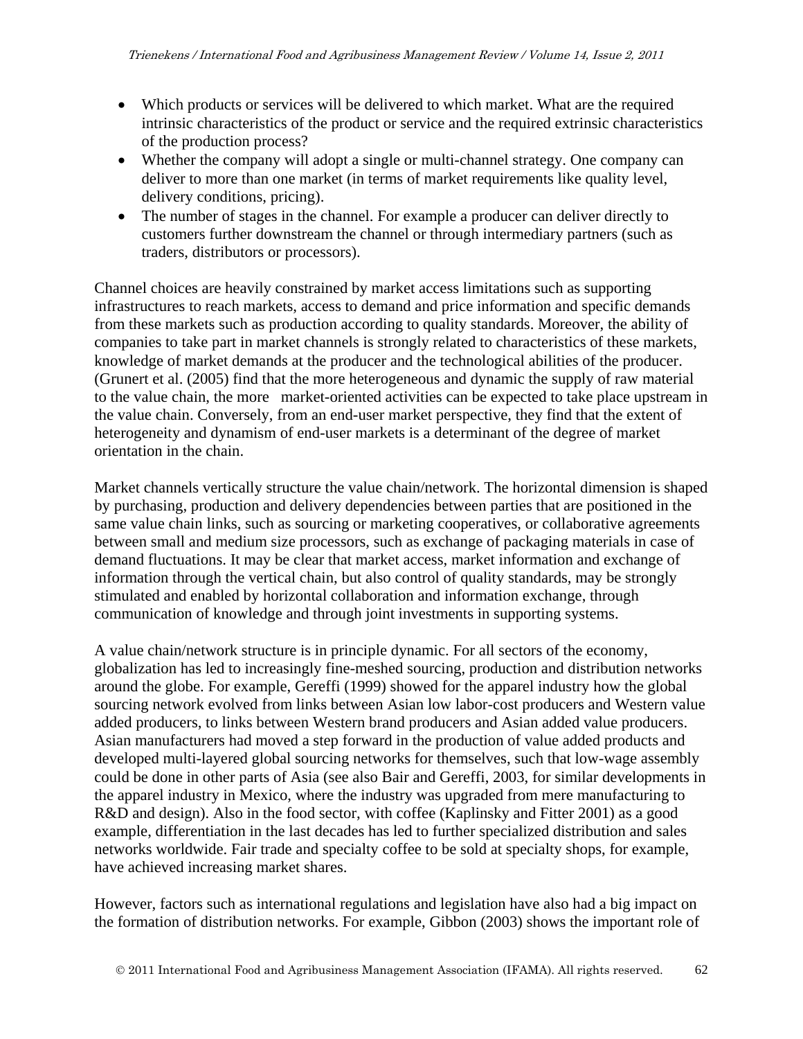- Which products or services will be delivered to which market. What are the required intrinsic characteristics of the product or service and the required extrinsic characteristics of the production process?
- Whether the company will adopt a single or multi-channel strategy. One company can deliver to more than one market (in terms of market requirements like quality level, delivery conditions, pricing).
- The number of stages in the channel. For example a producer can deliver directly to customers further downstream the channel or through intermediary partners (such as traders, distributors or processors).

Channel choices are heavily constrained by market access limitations such as supporting infrastructures to reach markets, access to demand and price information and specific demands from these markets such as production according to quality standards. Moreover, the ability of companies to take part in market channels is strongly related to characteristics of these markets, knowledge of market demands at the producer and the technological abilities of the producer. (Grunert et al. (2005) find that the more heterogeneous and dynamic the supply of raw material to the value chain, the more market-oriented activities can be expected to take place upstream in the value chain. Conversely, from an end-user market perspective, they find that the extent of heterogeneity and dynamism of end-user markets is a determinant of the degree of market orientation in the chain.

Market channels vertically structure the value chain/network. The horizontal dimension is shaped by purchasing, production and delivery dependencies between parties that are positioned in the same value chain links, such as sourcing or marketing cooperatives, or collaborative agreements between small and medium size processors, such as exchange of packaging materials in case of demand fluctuations. It may be clear that market access, market information and exchange of information through the vertical chain, but also control of quality standards, may be strongly stimulated and enabled by horizontal collaboration and information exchange, through communication of knowledge and through joint investments in supporting systems.

A value chain/network structure is in principle dynamic. For all sectors of the economy, globalization has led to increasingly fine-meshed sourcing, production and distribution networks around the globe. For example, Gereffi (1999) showed for the apparel industry how the global sourcing network evolved from links between Asian low labor-cost producers and Western value added producers, to links between Western brand producers and Asian added value producers. Asian manufacturers had moved a step forward in the production of value added products and developed multi-layered global sourcing networks for themselves, such that low-wage assembly could be done in other parts of Asia (see also Bair and Gereffi, 2003, for similar developments in the apparel industry in Mexico, where the industry was upgraded from mere manufacturing to R&D and design). Also in the food sector, with coffee (Kaplinsky and Fitter 2001) as a good example, differentiation in the last decades has led to further specialized distribution and sales networks worldwide. Fair trade and specialty coffee to be sold at specialty shops, for example, have achieved increasing market shares.

However, factors such as international regulations and legislation have also had a big impact on the formation of distribution networks. For example, Gibbon (2003) shows the important role of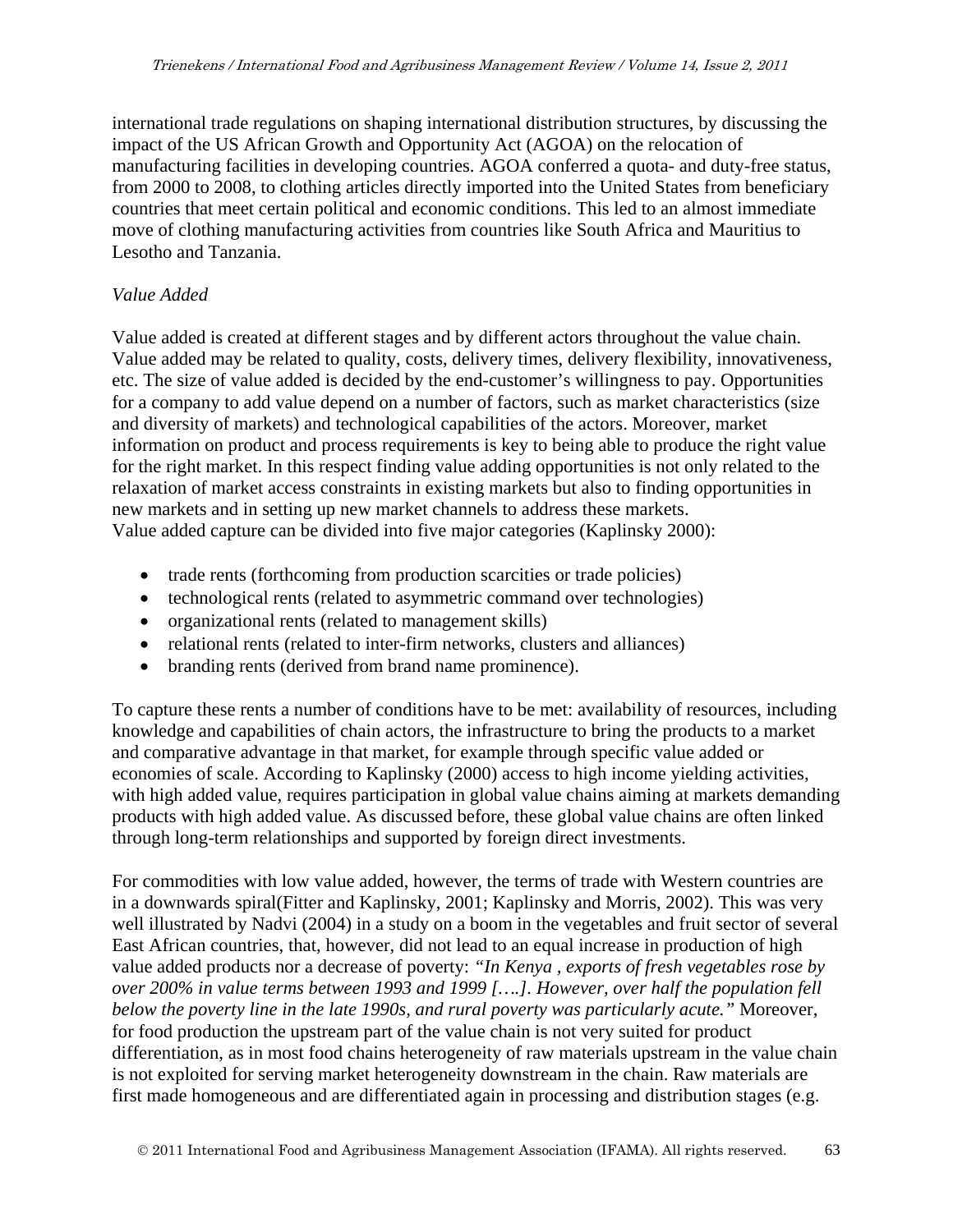international trade regulations on shaping international distribution structures, by discussing the impact of the US African Growth and Opportunity Act (AGOA) on the relocation of manufacturing facilities in developing countries. AGOA conferred a quota- and duty-free status, from 2000 to 2008, to clothing articles directly imported into the United States from beneficiary countries that meet certain political and economic conditions. This led to an almost immediate move of clothing manufacturing activities from countries like South Africa and Mauritius to Lesotho and Tanzania.

*Value Added*

Value added is created at different stages and by different actors throughout the value chain. Value added may be related to quality, costs, delivery times, delivery flexibility, innovativeness, etc. The size of value added is decided by the end-customer's willingness to pay. Opportunities for a company to add value depend on a number of factors, such as market characteristics (size and diversity of markets) and technological capabilities of the actors. Moreover, market information on product and process requirements is key to being able to produce the right value for the right market. In this respect finding value adding opportunities is not only related to the relaxation of market access constraints in existing markets but also to finding opportunities in new markets and in setting up new market channels to address these markets.
Value added capture can be divided into five major categories (Kaplinsky 2000):

- trade rents (forthcoming from production scarcities or trade policies)
- technological rents (related to asymmetric command over technologies)
- organizational rents (related to management skills)
- relational rents (related to inter-firm networks, clusters and alliances)
- branding rents (derived from brand name prominence).

To capture these rents a number of conditions have to be met: availability of resources, including knowledge and capabilities of chain actors, the infrastructure to bring the products to a market and comparative advantage in that market, for example through specific value added or economies of scale. According to Kaplinsky (2000) access to high income yielding activities, with high added value, requires participation in global value chains aiming at markets demanding products with high added value. As discussed before, these global value chains are often linked through long-term relationships and supported by foreign direct investments.

For commodities with low value added, however, the terms of trade with Western countries are in a downwards spiral(Fitter and Kaplinsky, 2001; Kaplinsky and Morris, 2002). This was very well illustrated by Nadvi (2004) in a study on a boom in the vegetables and fruit sector of several East African countries, that, however, did not lead to an equal increase in production of high value added products nor a decrease of poverty: *"In Kenya , exports of fresh vegetables rose by over 200% in value terms between 1993 and 1999 [….]. However, over half the population fell below the poverty line in the late 1990s, and rural poverty was particularly acute."* Moreover, for food production the upstream part of the value chain is not very suited for product differentiation, as in most food chains heterogeneity of raw materials upstream in the value chain is not exploited for serving market heterogeneity downstream in the chain. Raw materials are first made homogeneous and are differentiated again in processing and distribution stages (e.g.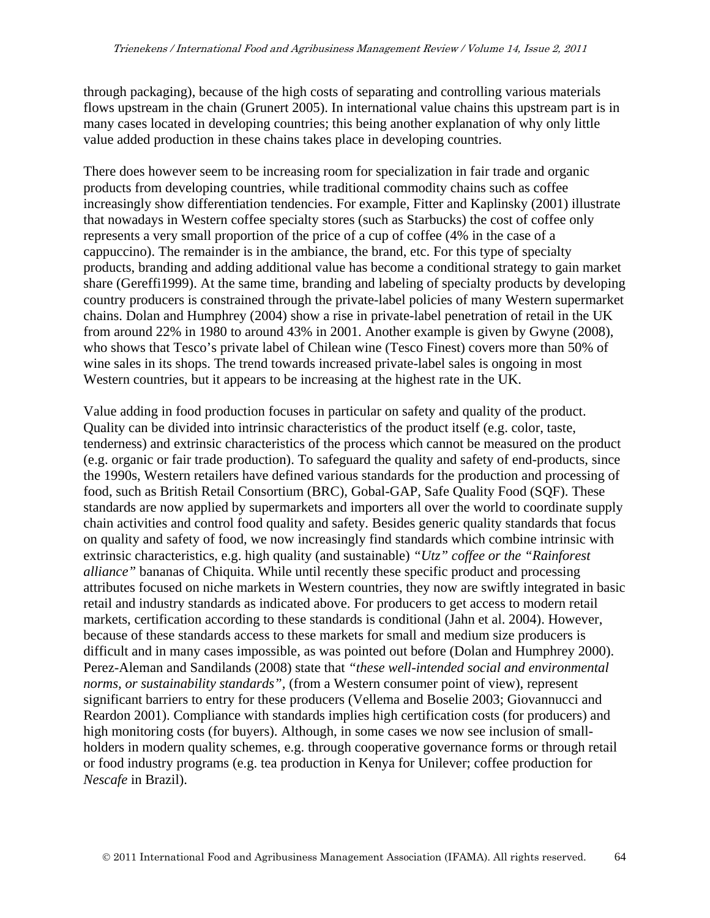through packaging), because of the high costs of separating and controlling various materials flows upstream in the chain (Grunert 2005). In international value chains this upstream part is in many cases located in developing countries; this being another explanation of why only little value added production in these chains takes place in developing countries.

There does however seem to be increasing room for specialization in fair trade and organic products from developing countries, while traditional commodity chains such as coffee increasingly show differentiation tendencies. For example, Fitter and Kaplinsky (2001) illustrate that nowadays in Western coffee specialty stores (such as Starbucks) the cost of coffee only represents a very small proportion of the price of a cup of coffee (4% in the case of a cappuccino). The remainder is in the ambiance, the brand, etc. For this type of specialty products, branding and adding additional value has become a conditional strategy to gain market share (Gereffi1999). At the same time, branding and labeling of specialty products by developing country producers is constrained through the private-label policies of many Western supermarket chains. Dolan and Humphrey (2004) show a rise in private-label penetration of retail in the UK from around 22% in 1980 to around 43% in 2001. Another example is given by Gwyne (2008), who shows that Tesco's private label of Chilean wine (Tesco Finest) covers more than 50% of wine sales in its shops. The trend towards increased private-label sales is ongoing in most Western countries, but it appears to be increasing at the highest rate in the UK.

Value adding in food production focuses in particular on safety and quality of the product. Quality can be divided into intrinsic characteristics of the product itself (e.g. color, taste, tenderness) and extrinsic characteristics of the process which cannot be measured on the product (e.g. organic or fair trade production). To safeguard the quality and safety of end-products, since the 1990s, Western retailers have defined various standards for the production and processing of food, such as British Retail Consortium (BRC), Gobal-GAP, Safe Quality Food (SQF). These standards are now applied by supermarkets and importers all over the world to coordinate supply chain activities and control food quality and safety. Besides generic quality standards that focus on quality and safety of food, we now increasingly find standards which combine intrinsic with extrinsic characteristics, e.g. high quality (and sustainable) *"Utz" coffee or the "Rainforest alliance"* bananas of Chiquita. While until recently these specific product and processing attributes focused on niche markets in Western countries, they now are swiftly integrated in basic retail and industry standards as indicated above. For producers to get access to modern retail markets, certification according to these standards is conditional (Jahn et al. 2004). However, because of these standards access to these markets for small and medium size producers is difficult and in many cases impossible, as was pointed out before (Dolan and Humphrey 2000). Perez-Aleman and Sandilands (2008) state that *"these well-intended social and environmental norms, or sustainability standards"*, (from a Western consumer point of view), represent significant barriers to entry for these producers (Vellema and Boselie 2003; Giovannucci and Reardon 2001). Compliance with standards implies high certification costs (for producers) and high monitoring costs (for buyers). Although, in some cases we now see inclusion of small-holders in modern quality schemes, e.g. through cooperative governance forms or through retail or food industry programs (e.g. tea production in Kenya for Unilever; coffee production for *Nescafe* in Brazil).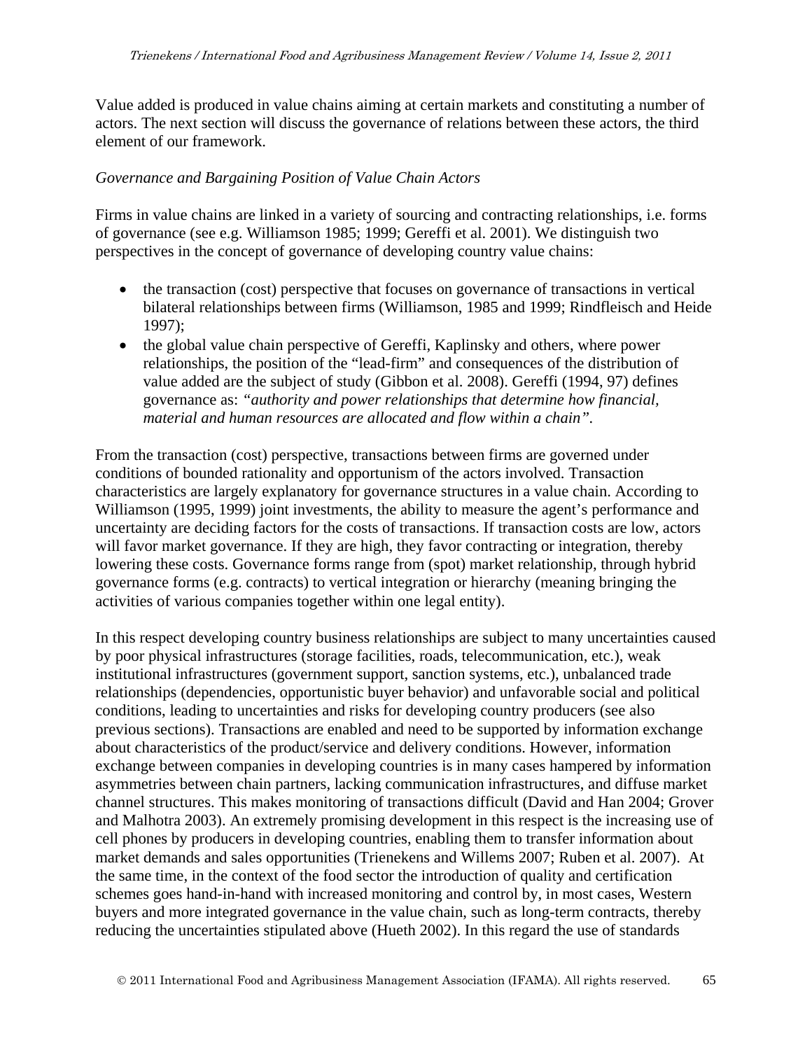Value added is produced in value chains aiming at certain markets and constituting a number of actors. The next section will discuss the governance of relations between these actors, the third element of our framework.

*Governance and Bargaining Position of Value Chain Actors*

Firms in value chains are linked in a variety of sourcing and contracting relationships, i.e. forms of governance (see e.g. Williamson 1985; 1999; Gereffi et al. 2001). We distinguish two perspectives in the concept of governance of developing country value chains:

- the transaction (cost) perspective that focuses on governance of transactions in vertical bilateral relationships between firms (Williamson, 1985 and 1999; Rindfleisch and Heide 1997);
- the global value chain perspective of Gereffi, Kaplinsky and others, where power relationships, the position of the "lead-firm" and consequences of the distribution of value added are the subject of study (Gibbon et al. 2008). Gereffi (1994, 97) defines governance as: *"authority and power relationships that determine how financial, material and human resources are allocated and flow within a chain".*

From the transaction (cost) perspective, transactions between firms are governed under conditions of bounded rationality and opportunism of the actors involved. Transaction characteristics are largely explanatory for governance structures in a value chain. According to Williamson (1995, 1999) joint investments, the ability to measure the agent's performance and uncertainty are deciding factors for the costs of transactions. If transaction costs are low, actors will favor market governance. If they are high, they favor contracting or integration, thereby lowering these costs. Governance forms range from (spot) market relationship, through hybrid governance forms (e.g. contracts) to vertical integration or hierarchy (meaning bringing the activities of various companies together within one legal entity).

In this respect developing country business relationships are subject to many uncertainties caused by poor physical infrastructures (storage facilities, roads, telecommunication, etc.), weak institutional infrastructures (government support, sanction systems, etc.), unbalanced trade relationships (dependencies, opportunistic buyer behavior) and unfavorable social and political conditions, leading to uncertainties and risks for developing country producers (see also previous sections). Transactions are enabled and need to be supported by information exchange about characteristics of the product/service and delivery conditions. However, information exchange between companies in developing countries is in many cases hampered by information asymmetries between chain partners, lacking communication infrastructures, and diffuse market channel structures. This makes monitoring of transactions difficult (David and Han 2004; Grover and Malhotra 2003). An extremely promising development in this respect is the increasing use of cell phones by producers in developing countries, enabling them to transfer information about market demands and sales opportunities (Trienekens and Willems 2007; Ruben et al. 2007). At the same time, in the context of the food sector the introduction of quality and certification schemes goes hand-in-hand with increased monitoring and control by, in most cases, Western buyers and more integrated governance in the value chain, such as long-term contracts, thereby reducing the uncertainties stipulated above (Hueth 2002). In this regard the use of standards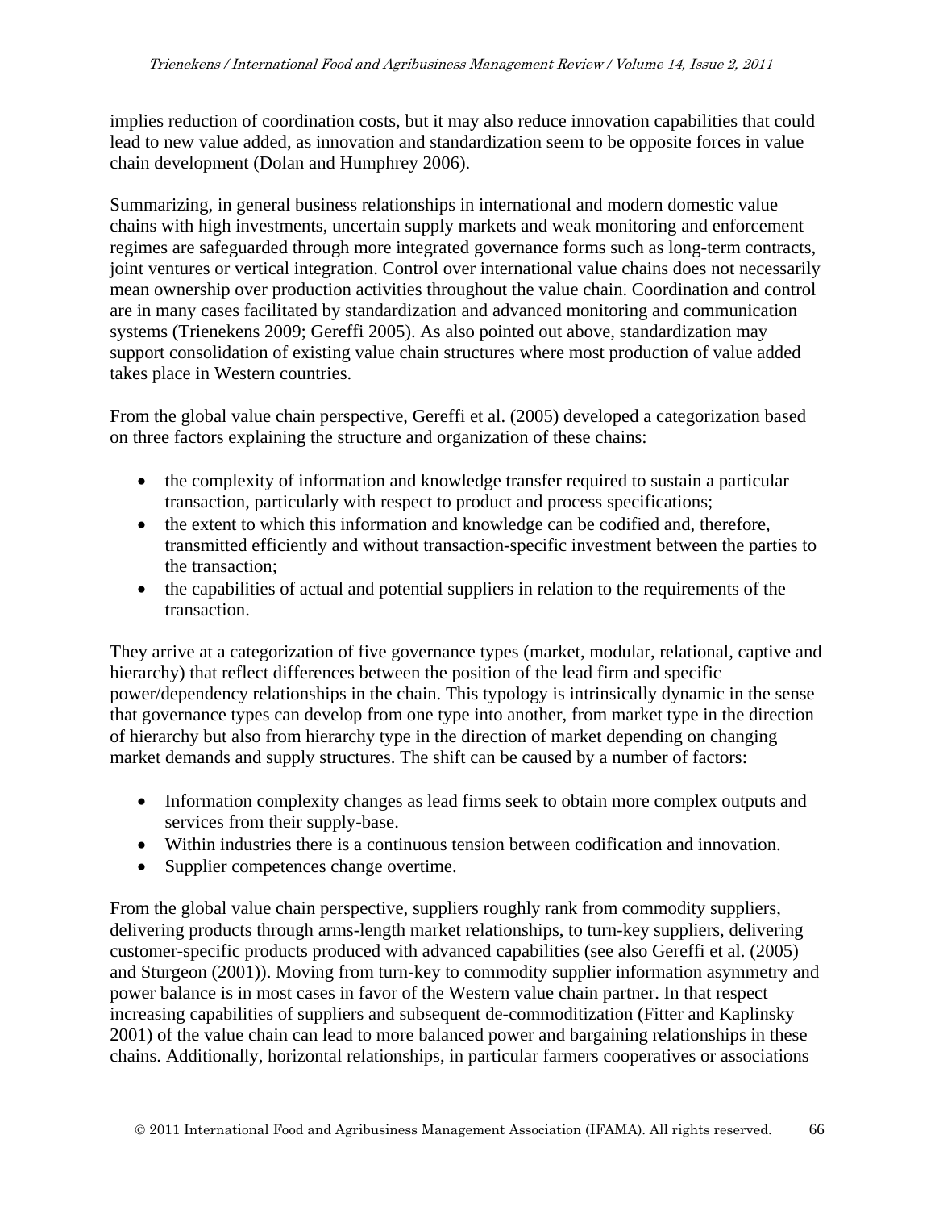implies reduction of coordination costs, but it may also reduce innovation capabilities that could lead to new value added, as innovation and standardization seem to be opposite forces in value chain development (Dolan and Humphrey 2006).

Summarizing, in general business relationships in international and modern domestic value chains with high investments, uncertain supply markets and weak monitoring and enforcement regimes are safeguarded through more integrated governance forms such as long-term contracts, joint ventures or vertical integration. Control over international value chains does not necessarily mean ownership over production activities throughout the value chain. Coordination and control are in many cases facilitated by standardization and advanced monitoring and communication systems (Trienekens 2009; Gereffi 2005). As also pointed out above, standardization may support consolidation of existing value chain structures where most production of value added takes place in Western countries.

From the global value chain perspective, Gereffi et al. (2005) developed a categorization based on three factors explaining the structure and organization of these chains:

- the complexity of information and knowledge transfer required to sustain a particular transaction, particularly with respect to product and process specifications;
- the extent to which this information and knowledge can be codified and, therefore, transmitted efficiently and without transaction-specific investment between the parties to the transaction;
- the capabilities of actual and potential suppliers in relation to the requirements of the transaction.

They arrive at a categorization of five governance types (market, modular, relational, captive and hierarchy) that reflect differences between the position of the lead firm and specific power/dependency relationships in the chain. This typology is intrinsically dynamic in the sense that governance types can develop from one type into another, from market type in the direction of hierarchy but also from hierarchy type in the direction of market depending on changing market demands and supply structures. The shift can be caused by a number of factors:

- Information complexity changes as lead firms seek to obtain more complex outputs and services from their supply-base.
- Within industries there is a continuous tension between codification and innovation.
- Supplier competences change overtime.

From the global value chain perspective, suppliers roughly rank from commodity suppliers, delivering products through arms-length market relationships, to turn-key suppliers, delivering customer-specific products produced with advanced capabilities (see also Gereffi et al. (2005) and Sturgeon (2001)). Moving from turn-key to commodity supplier information asymmetry and power balance is in most cases in favor of the Western value chain partner. In that respect increasing capabilities of suppliers and subsequent de-commoditization (Fitter and Kaplinsky 2001) of the value chain can lead to more balanced power and bargaining relationships in these chains. Additionally, horizontal relationships, in particular farmers cooperatives or associations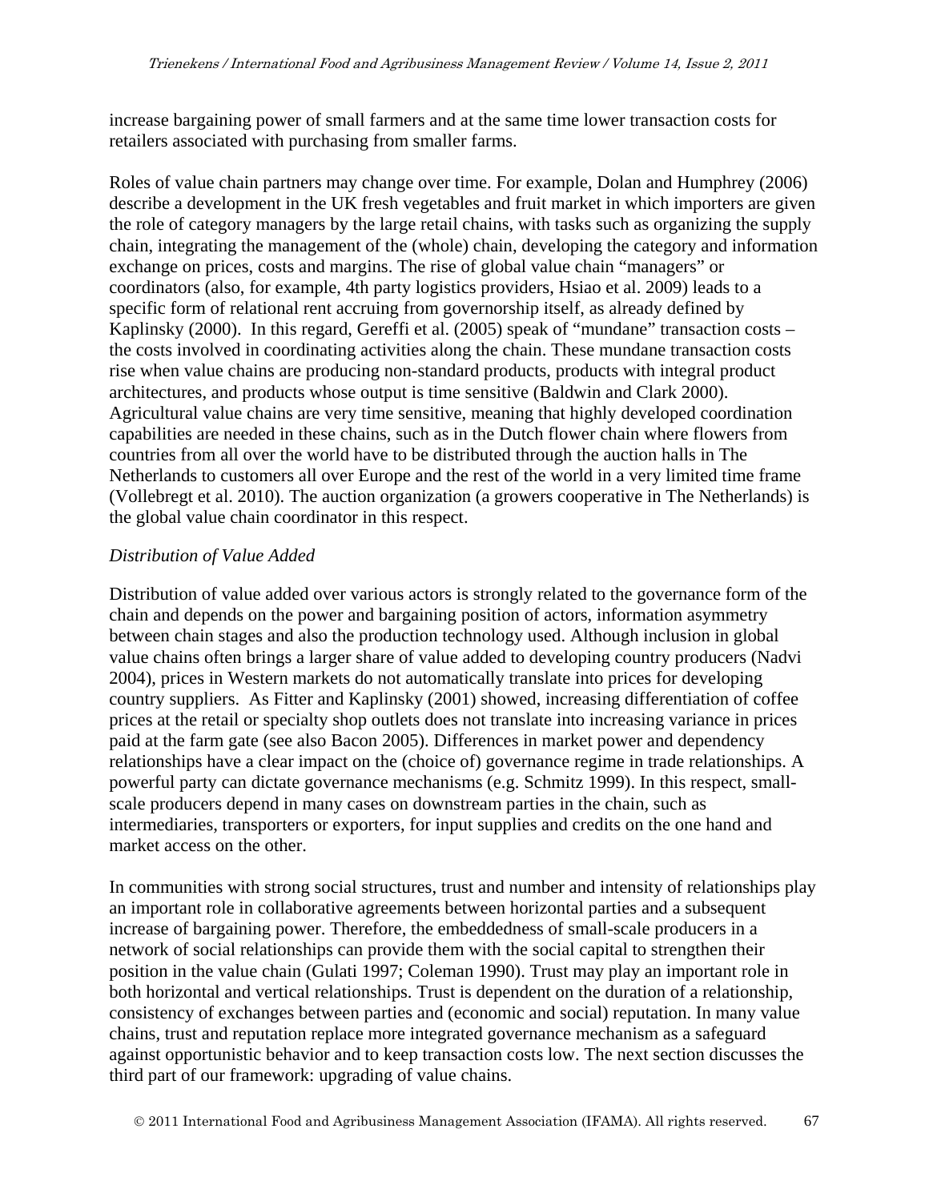increase bargaining power of small farmers and at the same time lower transaction costs for retailers associated with purchasing from smaller farms.

Roles of value chain partners may change over time. For example, Dolan and Humphrey (2006) describe a development in the UK fresh vegetables and fruit market in which importers are given the role of category managers by the large retail chains, with tasks such as organizing the supply chain, integrating the management of the (whole) chain, developing the category and information exchange on prices, costs and margins. The rise of global value chain "managers" or coordinators (also, for example, 4th party logistics providers, Hsiao et al. 2009) leads to a specific form of relational rent accruing from governorship itself, as already defined by Kaplinsky (2000). In this regard, Gereffi et al. (2005) speak of "mundane" transaction costs – the costs involved in coordinating activities along the chain. These mundane transaction costs rise when value chains are producing non-standard products, products with integral product architectures, and products whose output is time sensitive (Baldwin and Clark 2000). Agricultural value chains are very time sensitive, meaning that highly developed coordination capabilities are needed in these chains, such as in the Dutch flower chain where flowers from countries from all over the world have to be distributed through the auction halls in The Netherlands to customers all over Europe and the rest of the world in a very limited time frame (Vollebregt et al. 2010). The auction organization (a growers cooperative in The Netherlands) is the global value chain coordinator in this respect.

*Distribution of Value Added*

Distribution of value added over various actors is strongly related to the governance form of the chain and depends on the power and bargaining position of actors, information asymmetry between chain stages and also the production technology used. Although inclusion in global value chains often brings a larger share of value added to developing country producers (Nadvi 2004), prices in Western markets do not automatically translate into prices for developing country suppliers. As Fitter and Kaplinsky (2001) showed, increasing differentiation of coffee prices at the retail or specialty shop outlets does not translate into increasing variance in prices paid at the farm gate (see also Bacon 2005). Differences in market power and dependency relationships have a clear impact on the (choice of) governance regime in trade relationships. A powerful party can dictate governance mechanisms (e.g. Schmitz 1999). In this respect, small-scale producers depend in many cases on downstream parties in the chain, such as intermediaries, transporters or exporters, for input supplies and credits on the one hand and market access on the other.

In communities with strong social structures, trust and number and intensity of relationships play an important role in collaborative agreements between horizontal parties and a subsequent increase of bargaining power. Therefore, the embeddedness of small-scale producers in a network of social relationships can provide them with the social capital to strengthen their position in the value chain (Gulati 1997; Coleman 1990). Trust may play an important role in both horizontal and vertical relationships. Trust is dependent on the duration of a relationship, consistency of exchanges between parties and (economic and social) reputation. In many value chains, trust and reputation replace more integrated governance mechanism as a safeguard against opportunistic behavior and to keep transaction costs low. The next section discusses the third part of our framework: upgrading of value chains.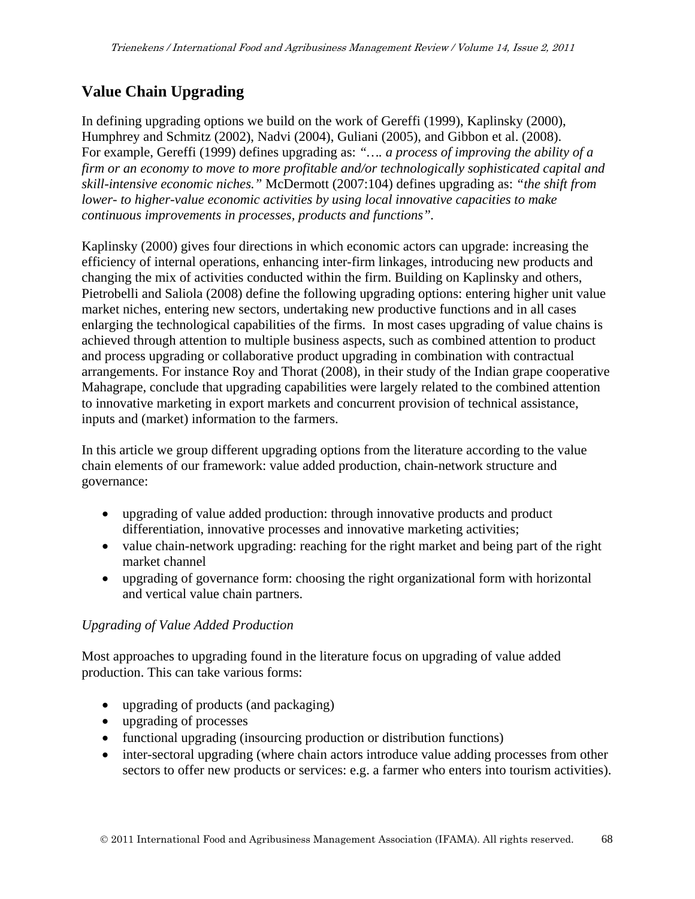## Value Chain Upgrading

In defining upgrading options we build on the work of Gereffi (1999), Kaplinsky (2000), Humphrey and Schmitz (2002), Nadvi (2004), Guliani (2005), and Gibbon et al. (2008). For example, Gereffi (1999) defines upgrading as: *"…. a process of improving the ability of a firm or an economy to move to more profitable and/or technologically sophisticated capital and skill-intensive economic niches."* McDermott (2007:104) defines upgrading as: *"the shift from lower- to higher-value economic activities by using local innovative capacities to make continuous improvements in processes, products and functions"*.

Kaplinsky (2000) gives four directions in which economic actors can upgrade: increasing the efficiency of internal operations, enhancing inter-firm linkages, introducing new products and changing the mix of activities conducted within the firm. Building on Kaplinsky and others, Pietrobelli and Saliola (2008) define the following upgrading options: entering higher unit value market niches, entering new sectors, undertaking new productive functions and in all cases enlarging the technological capabilities of the firms. In most cases upgrading of value chains is achieved through attention to multiple business aspects, such as combined attention to product and process upgrading or collaborative product upgrading in combination with contractual arrangements. For instance Roy and Thorat (2008), in their study of the Indian grape cooperative Mahagrape, conclude that upgrading capabilities were largely related to the combined attention to innovative marketing in export markets and concurrent provision of technical assistance, inputs and (market) information to the farmers.

In this article we group different upgrading options from the literature according to the value chain elements of our framework: value added production, chain-network structure and governance:

- upgrading of value added production: through innovative products and product differentiation, innovative processes and innovative marketing activities;
- value chain-network upgrading: reaching for the right market and being part of the right market channel
- upgrading of governance form: choosing the right organizational form with horizontal and vertical value chain partners.

*Upgrading of Value Added Production*

Most approaches to upgrading found in the literature focus on upgrading of value added production. This can take various forms:

- upgrading of products (and packaging)
- upgrading of processes
- functional upgrading (insourcing production or distribution functions)
- inter-sectoral upgrading (where chain actors introduce value adding processes from other sectors to offer new products or services: e.g. a farmer who enters into tourism activities).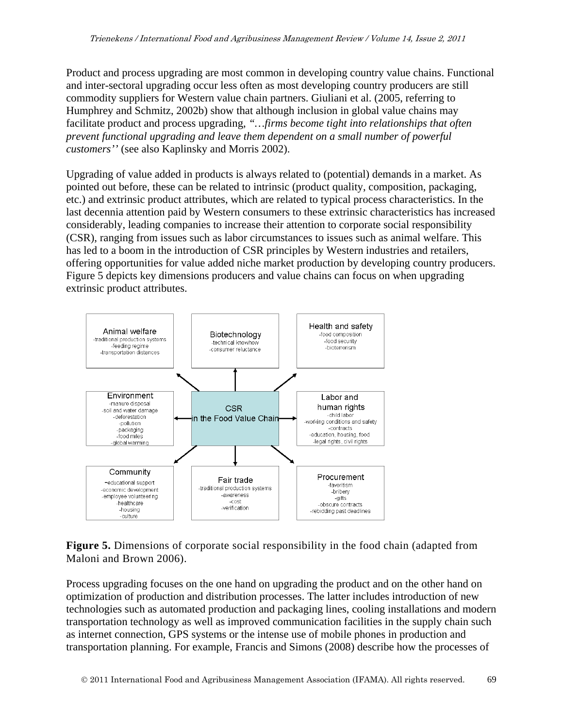Product and process upgrading are most common in developing country value chains. Functional and inter-sectoral upgrading occur less often as most developing country producers are still commodity suppliers for Western value chain partners. Giuliani et al. (2005, referring to Humphrey and Schmitz, 2002b) show that although inclusion in global value chains may facilitate product and process upgrading, *"…firms become tight into relationships that often prevent functional upgrading and leave them dependent on a small number of powerful customers''* (see also Kaplinsky and Morris 2002).

Upgrading of value added in products is always related to (potential) demands in a market. As pointed out before, these can be related to intrinsic (product quality, composition, packaging, etc.) and extrinsic product attributes, which are related to typical process characteristics. In the last decennia attention paid by Western consumers to these extrinsic characteristics has increased considerably, leading companies to increase their attention to corporate social responsibility (CSR), ranging from issues such as labor circumstances to issues such as animal welfare. This has led to a boom in the introduction of CSR principles by Western industries and retailers, offering opportunities for value added niche market production by developing country producers. Figure 5 depicts key dimensions producers and value chains can focus on when upgrading extrinsic product attributes.

**CSR in the Food Value Chain**

- **Animal welfare**: -traditional production systems, -feeding regime, -transportation distances
- **Biotechnology**: -technical knowhow, -consumer reluctance
- **Health and safety**: -food composition, -food security, -bioterrorism
- **Environment**: -manure disposal, -soil and water damage, -deforestation, -pollution, -packaging, -food miles, -global warming
- **Labor and human rights**: -child labor, -working conditions and safety, -contracts, -education, housing, food, -legal rights, civil rights
- **Community**: -educational support, -economic development, -employee volunteering, -healthcare, -housing, -culture
- **Fair trade**: -traditional production systems, -awareness, -cost, -verification
- **Procurement**: -favoritism, -bribery, -gifts, -obscure contracts, -rebidding past deadlines

**Figure 5.** Dimensions of corporate social responsibility in the food chain (adapted from Maloni and Brown 2006).

Process upgrading focuses on the one hand on upgrading the product and on the other hand on optimization of production and distribution processes. The latter includes introduction of new technologies such as automated production and packaging lines, cooling installations and modern transportation technology as well as improved communication facilities in the supply chain such as internet connection, GPS systems or the intense use of mobile phones in production and transportation planning. For example, Francis and Simons (2008) describe how the processes of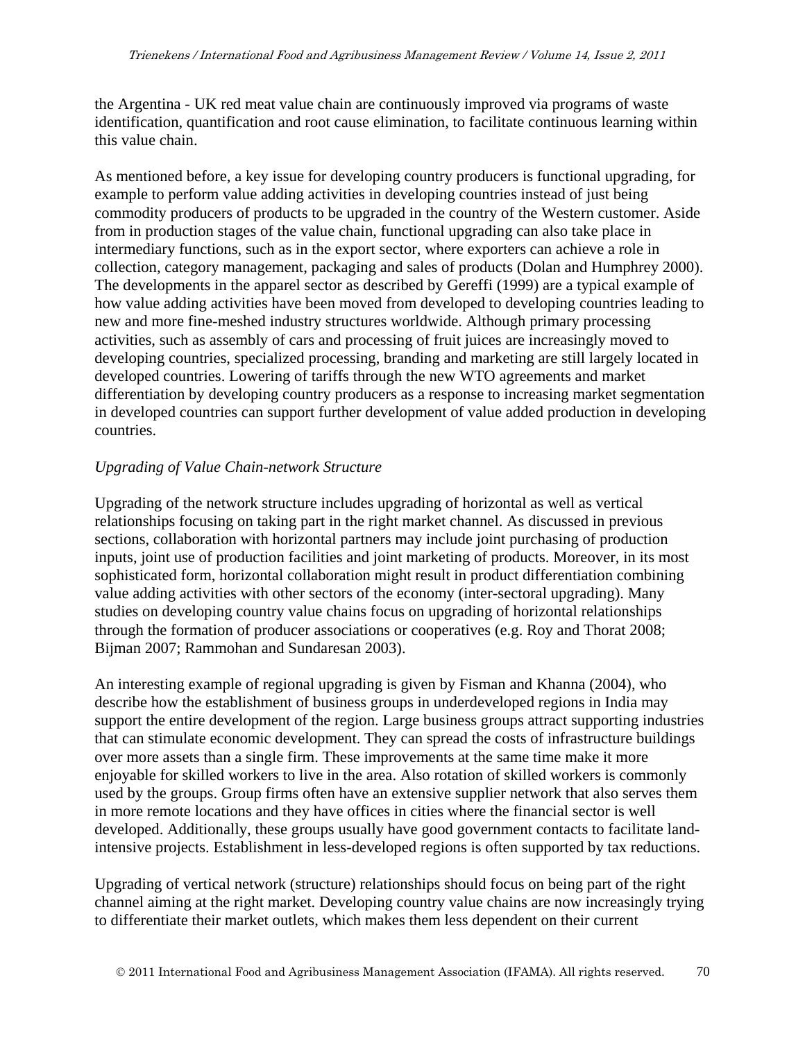the Argentina - UK red meat value chain are continuously improved via programs of waste identification, quantification and root cause elimination, to facilitate continuous learning within this value chain.

As mentioned before, a key issue for developing country producers is functional upgrading, for example to perform value adding activities in developing countries instead of just being commodity producers of products to be upgraded in the country of the Western customer. Aside from in production stages of the value chain, functional upgrading can also take place in intermediary functions, such as in the export sector, where exporters can achieve a role in collection, category management, packaging and sales of products (Dolan and Humphrey 2000). The developments in the apparel sector as described by Gereffi (1999) are a typical example of how value adding activities have been moved from developed to developing countries leading to new and more fine-meshed industry structures worldwide. Although primary processing activities, such as assembly of cars and processing of fruit juices are increasingly moved to developing countries, specialized processing, branding and marketing are still largely located in developed countries. Lowering of tariffs through the new WTO agreements and market differentiation by developing country producers as a response to increasing market segmentation in developed countries can support further development of value added production in developing countries.

*Upgrading of Value Chain-network Structure*

Upgrading of the network structure includes upgrading of horizontal as well as vertical relationships focusing on taking part in the right market channel. As discussed in previous sections, collaboration with horizontal partners may include joint purchasing of production inputs, joint use of production facilities and joint marketing of products. Moreover, in its most sophisticated form, horizontal collaboration might result in product differentiation combining value adding activities with other sectors of the economy (inter-sectoral upgrading). Many studies on developing country value chains focus on upgrading of horizontal relationships through the formation of producer associations or cooperatives (e.g. Roy and Thorat 2008; Bijman 2007; Rammohan and Sundaresan 2003).

An interesting example of regional upgrading is given by Fisman and Khanna (2004), who describe how the establishment of business groups in underdeveloped regions in India may support the entire development of the region. Large business groups attract supporting industries that can stimulate economic development. They can spread the costs of infrastructure buildings over more assets than a single firm. These improvements at the same time make it more enjoyable for skilled workers to live in the area. Also rotation of skilled workers is commonly used by the groups. Group firms often have an extensive supplier network that also serves them in more remote locations and they have offices in cities where the financial sector is well developed. Additionally, these groups usually have good government contacts to facilitate land-intensive projects. Establishment in less-developed regions is often supported by tax reductions.

Upgrading of vertical network (structure) relationships should focus on being part of the right channel aiming at the right market. Developing country value chains are now increasingly trying to differentiate their market outlets, which makes them less dependent on their current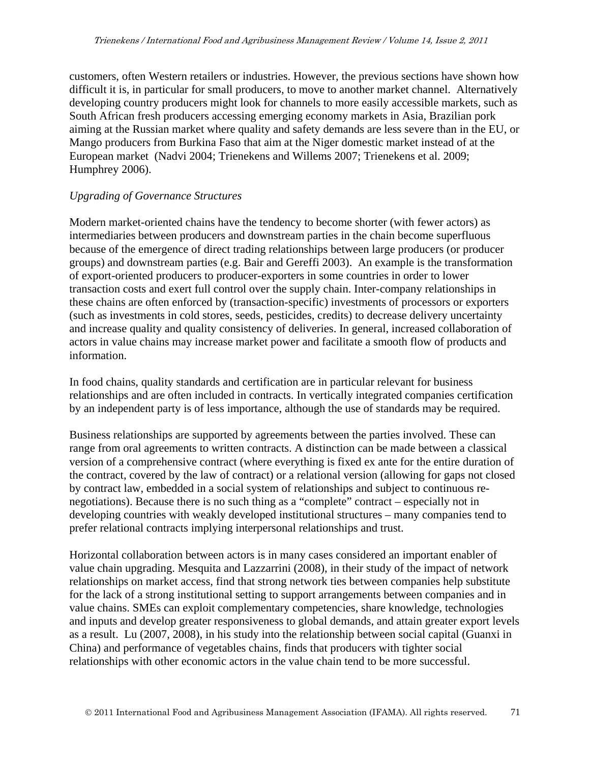customers, often Western retailers or industries. However, the previous sections have shown how difficult it is, in particular for small producers, to move to another market channel. Alternatively developing country producers might look for channels to more easily accessible markets, such as South African fresh producers accessing emerging economy markets in Asia, Brazilian pork aiming at the Russian market where quality and safety demands are less severe than in the EU, or Mango producers from Burkina Faso that aim at the Niger domestic market instead of at the European market (Nadvi 2004; Trienekens and Willems 2007; Trienekens et al. 2009; Humphrey 2006).

*Upgrading of Governance Structures*

Modern market-oriented chains have the tendency to become shorter (with fewer actors) as intermediaries between producers and downstream parties in the chain become superfluous because of the emergence of direct trading relationships between large producers (or producer groups) and downstream parties (e.g. Bair and Gereffi 2003). An example is the transformation of export-oriented producers to producer-exporters in some countries in order to lower transaction costs and exert full control over the supply chain. Inter-company relationships in these chains are often enforced by (transaction-specific) investments of processors or exporters (such as investments in cold stores, seeds, pesticides, credits) to decrease delivery uncertainty and increase quality and quality consistency of deliveries. In general, increased collaboration of actors in value chains may increase market power and facilitate a smooth flow of products and information.

In food chains, quality standards and certification are in particular relevant for business relationships and are often included in contracts. In vertically integrated companies certification by an independent party is of less importance, although the use of standards may be required.

Business relationships are supported by agreements between the parties involved. These can range from oral agreements to written contracts. A distinction can be made between a classical version of a comprehensive contract (where everything is fixed ex ante for the entire duration of the contract, covered by the law of contract) or a relational version (allowing for gaps not closed by contract law, embedded in a social system of relationships and subject to continuous re-negotiations). Because there is no such thing as a "complete" contract – especially not in developing countries with weakly developed institutional structures – many companies tend to prefer relational contracts implying interpersonal relationships and trust.

Horizontal collaboration between actors is in many cases considered an important enabler of value chain upgrading. Mesquita and Lazzarrini (2008), in their study of the impact of network relationships on market access, find that strong network ties between companies help substitute for the lack of a strong institutional setting to support arrangements between companies and in value chains. SMEs can exploit complementary competencies, share knowledge, technologies and inputs and develop greater responsiveness to global demands, and attain greater export levels as a result. Lu (2007, 2008), in his study into the relationship between social capital (Guanxi in China) and performance of vegetables chains, finds that producers with tighter social relationships with other economic actors in the value chain tend to be more successful.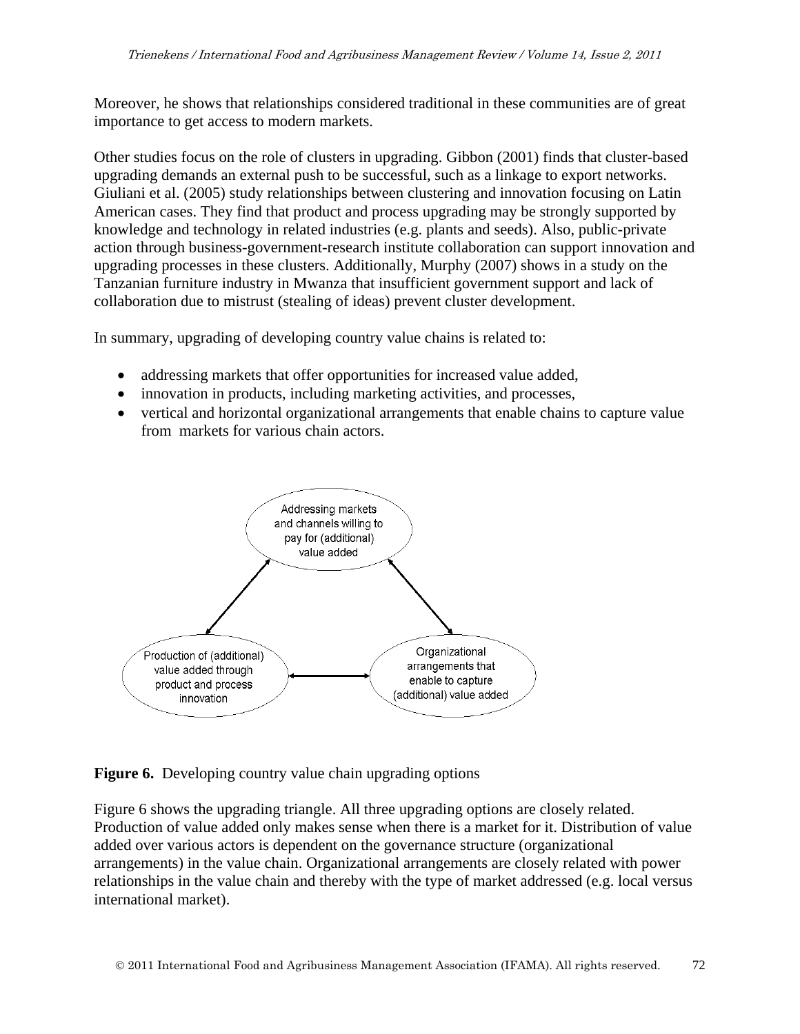Moreover, he shows that relationships considered traditional in these communities are of great importance to get access to modern markets.

Other studies focus on the role of clusters in upgrading. Gibbon (2001) finds that cluster-based upgrading demands an external push to be successful, such as a linkage to export networks. Giuliani et al. (2005) study relationships between clustering and innovation focusing on Latin American cases. They find that product and process upgrading may be strongly supported by knowledge and technology in related industries (e.g. plants and seeds). Also, public-private action through business-government-research institute collaboration can support innovation and upgrading processes in these clusters. Additionally, Murphy (2007) shows in a study on the Tanzanian furniture industry in Mwanza that insufficient government support and lack of collaboration due to mistrust (stealing of ideas) prevent cluster development.

In summary, upgrading of developing country value chains is related to:

- addressing markets that offer opportunities for increased value added,
- innovation in products, including marketing activities, and processes,
- vertical and horizontal organizational arrangements that enable chains to capture value from markets for various chain actors.

Addressing markets and channels willing to pay for (additional) value added

Production of (additional) value added through product and process innovation

Organizational arrangements that enable to capture (additional) value added

**Figure 6.** Developing country value chain upgrading options

Figure 6 shows the upgrading triangle. All three upgrading options are closely related. Production of value added only makes sense when there is a market for it. Distribution of value added over various actors is dependent on the governance structure (organizational arrangements) in the value chain. Organizational arrangements are closely related with power relationships in the value chain and thereby with the type of market addressed (e.g. local versus international market).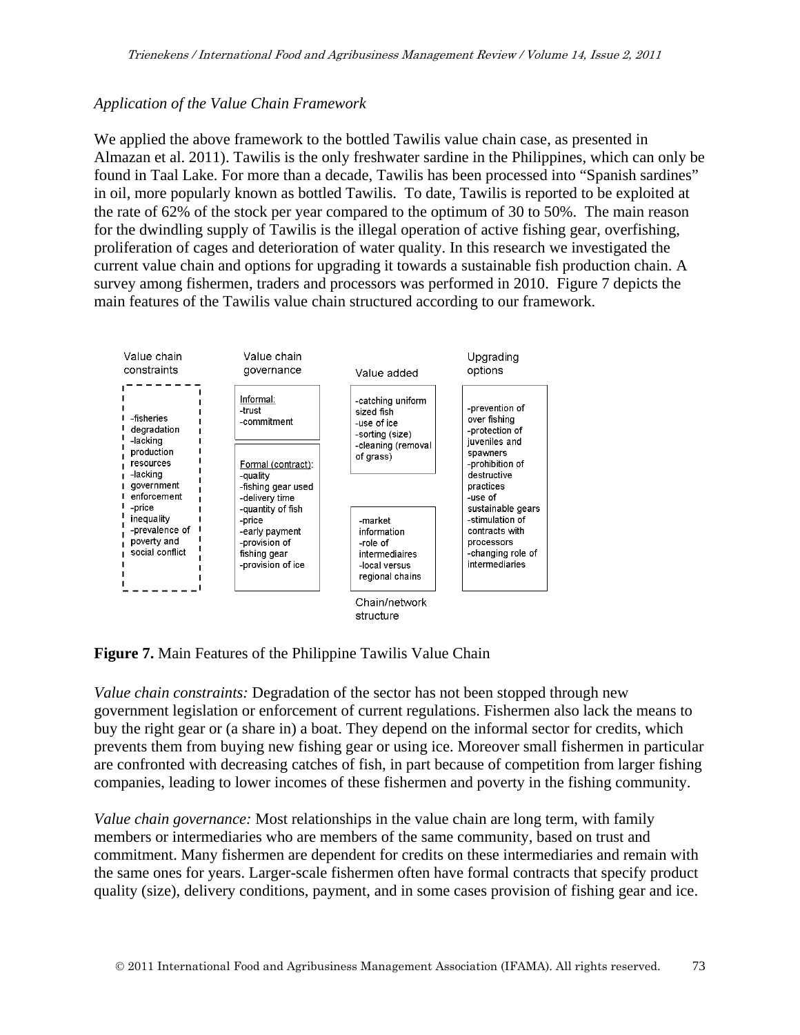*Application of the Value Chain Framework*

We applied the above framework to the bottled Tawilis value chain case, as presented in Almazan et al. 2011). Tawilis is the only freshwater sardine in the Philippines, which can only be found in Taal Lake. For more than a decade, Tawilis has been processed into "Spanish sardines" in oil, more popularly known as bottled Tawilis. To date, Tawilis is reported to be exploited at the rate of 62% of the stock per year compared to the optimum of 30 to 50%. The main reason for the dwindling supply of Tawilis is the illegal operation of active fishing gear, overfishing, proliferation of cages and deterioration of water quality. In this research we investigated the current value chain and options for upgrading it towards a sustainable fish production chain. A survey among fishermen, traders and processors was performed in 2010. Figure 7 depicts the main features of the Tawilis value chain structured according to our framework.

| Value chain constraints | Value chain governance | Value added | Upgrading options |
|---|---|---|---|
| -fisheries degradation<br>-lacking production resources<br>-lacking government enforcement<br>-price inequality<br>-prevalence of poverty and social conflict | Informal:<br>-trust<br>-commitment<br><br>Formal (contract):<br>-quality<br>-fishing gear used<br>-delivery time<br>-quantity of fish<br>-price<br>-early payment<br>-provision of fishing gear<br>-provision of ice | -catching uniform sized fish<br>-use of ice<br>-sorting (size)<br>-cleaning (removal of grass)<br><br>Chain/network structure:<br>-market information<br>-role of intermediaires<br>-local versus regional chains | -prevention of over fishing<br>-protection of juveniles and spawners<br>-prohibition of destructive practices<br>-use of sustainable gears<br>-stimulation of contracts with processors<br>-changing role of intermediaries |

**Figure 7.** Main Features of the Philippine Tawilis Value Chain

*Value chain constraints:* Degradation of the sector has not been stopped through new government legislation or enforcement of current regulations. Fishermen also lack the means to buy the right gear or (a share in) a boat. They depend on the informal sector for credits, which prevents them from buying new fishing gear or using ice. Moreover small fishermen in particular are confronted with decreasing catches of fish, in part because of competition from larger fishing companies, leading to lower incomes of these fishermen and poverty in the fishing community.

*Value chain governance:* Most relationships in the value chain are long term, with family members or intermediaries who are members of the same community, based on trust and commitment. Many fishermen are dependent for credits on these intermediaries and remain with the same ones for years. Larger-scale fishermen often have formal contracts that specify product quality (size), delivery conditions, payment, and in some cases provision of fishing gear and ice.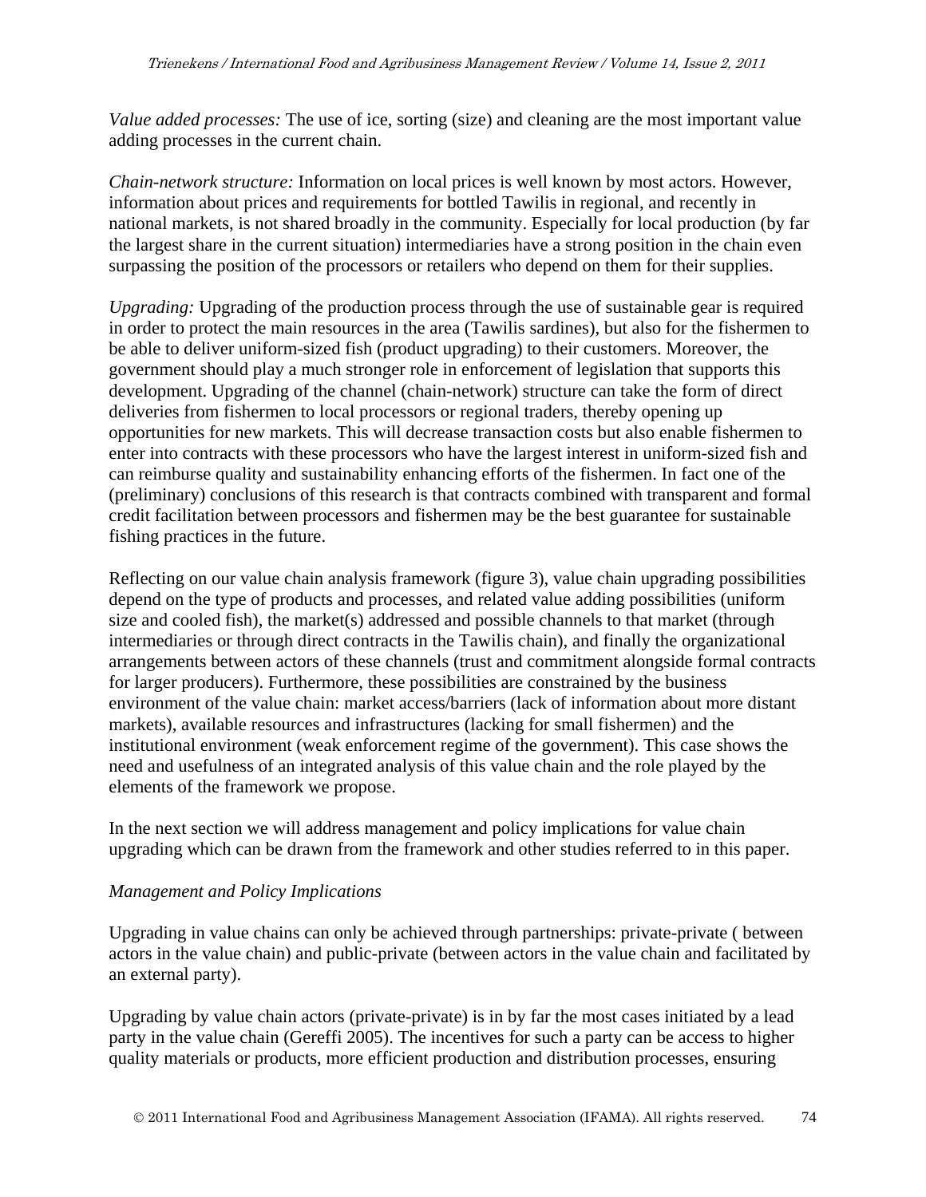*Value added processes:* The use of ice, sorting (size) and cleaning are the most important value adding processes in the current chain.

*Chain-network structure:* Information on local prices is well known by most actors. However, information about prices and requirements for bottled Tawilis in regional, and recently in national markets, is not shared broadly in the community. Especially for local production (by far the largest share in the current situation) intermediaries have a strong position in the chain even surpassing the position of the processors or retailers who depend on them for their supplies.

*Upgrading:* Upgrading of the production process through the use of sustainable gear is required in order to protect the main resources in the area (Tawilis sardines), but also for the fishermen to be able to deliver uniform-sized fish (product upgrading) to their customers. Moreover, the government should play a much stronger role in enforcement of legislation that supports this development. Upgrading of the channel (chain-network) structure can take the form of direct deliveries from fishermen to local processors or regional traders, thereby opening up opportunities for new markets. This will decrease transaction costs but also enable fishermen to enter into contracts with these processors who have the largest interest in uniform-sized fish and can reimburse quality and sustainability enhancing efforts of the fishermen. In fact one of the (preliminary) conclusions of this research is that contracts combined with transparent and formal credit facilitation between processors and fishermen may be the best guarantee for sustainable fishing practices in the future.

Reflecting on our value chain analysis framework (figure 3), value chain upgrading possibilities depend on the type of products and processes, and related value adding possibilities (uniform size and cooled fish), the market(s) addressed and possible channels to that market (through intermediaries or through direct contracts in the Tawilis chain), and finally the organizational arrangements between actors of these channels (trust and commitment alongside formal contracts for larger producers). Furthermore, these possibilities are constrained by the business environment of the value chain: market access/barriers (lack of information about more distant markets), available resources and infrastructures (lacking for small fishermen) and the institutional environment (weak enforcement regime of the government). This case shows the need and usefulness of an integrated analysis of this value chain and the role played by the elements of the framework we propose.

In the next section we will address management and policy implications for value chain upgrading which can be drawn from the framework and other studies referred to in this paper.

## *Management and Policy Implications*

Upgrading in value chains can only be achieved through partnerships: private-private ( between actors in the value chain) and public-private (between actors in the value chain and facilitated by an external party).

Upgrading by value chain actors (private-private) is in by far the most cases initiated by a lead party in the value chain (Gereffi 2005). The incentives for such a party can be access to higher quality materials or products, more efficient production and distribution processes, ensuring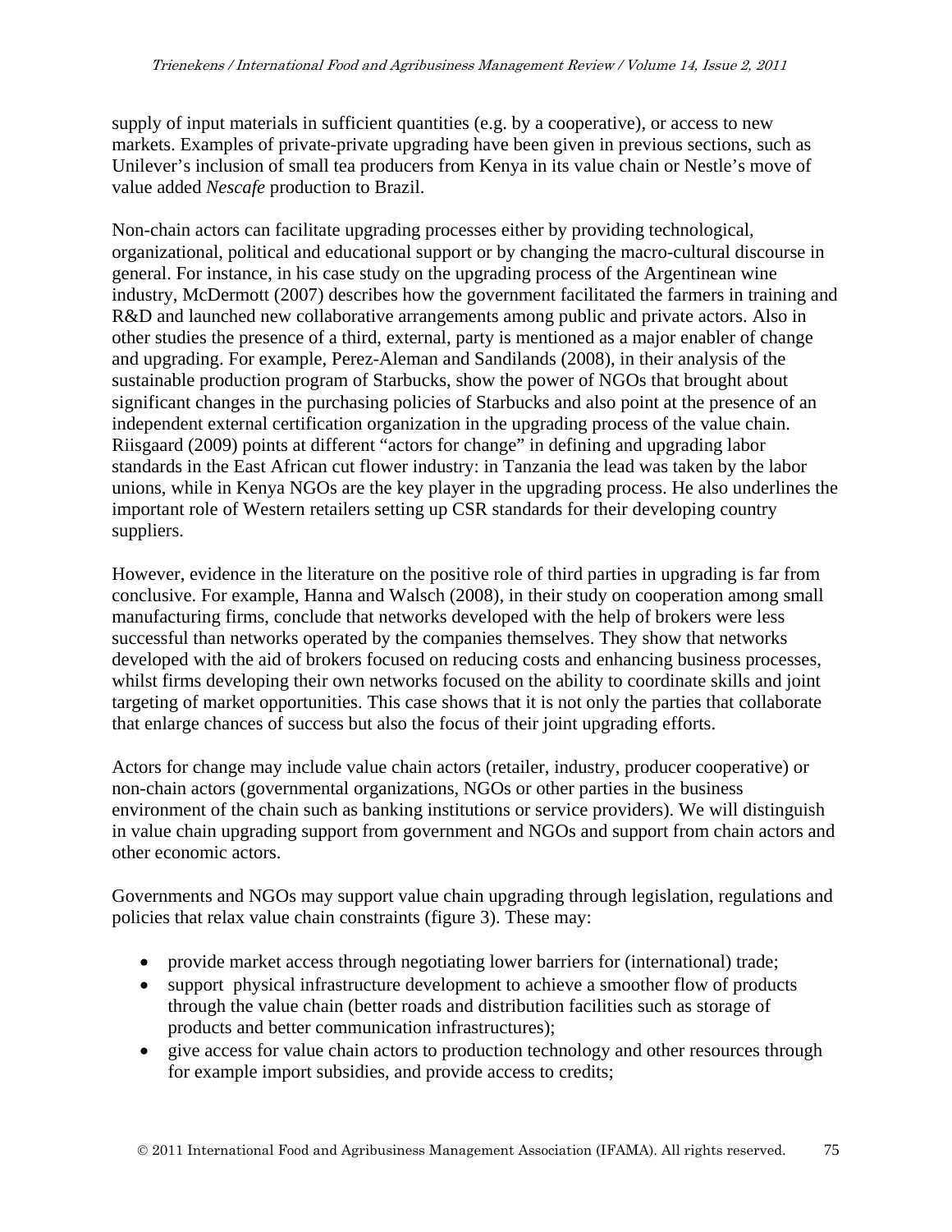supply of input materials in sufficient quantities (e.g. by a cooperative), or access to new markets. Examples of private-private upgrading have been given in previous sections, such as Unilever's inclusion of small tea producers from Kenya in its value chain or Nestle's move of value added *Nescafe* production to Brazil.

Non-chain actors can facilitate upgrading processes either by providing technological, organizational, political and educational support or by changing the macro-cultural discourse in general. For instance, in his case study on the upgrading process of the Argentinean wine industry, McDermott (2007) describes how the government facilitated the farmers in training and R&D and launched new collaborative arrangements among public and private actors. Also in other studies the presence of a third, external, party is mentioned as a major enabler of change and upgrading. For example, Perez-Aleman and Sandilands (2008), in their analysis of the sustainable production program of Starbucks, show the power of NGOs that brought about significant changes in the purchasing policies of Starbucks and also point at the presence of an independent external certification organization in the upgrading process of the value chain. Riisgaard (2009) points at different "actors for change" in defining and upgrading labor standards in the East African cut flower industry: in Tanzania the lead was taken by the labor unions, while in Kenya NGOs are the key player in the upgrading process. He also underlines the important role of Western retailers setting up CSR standards for their developing country suppliers.

However, evidence in the literature on the positive role of third parties in upgrading is far from conclusive. For example, Hanna and Walsch (2008), in their study on cooperation among small manufacturing firms, conclude that networks developed with the help of brokers were less successful than networks operated by the companies themselves. They show that networks developed with the aid of brokers focused on reducing costs and enhancing business processes, whilst firms developing their own networks focused on the ability to coordinate skills and joint targeting of market opportunities. This case shows that it is not only the parties that collaborate that enlarge chances of success but also the focus of their joint upgrading efforts.

Actors for change may include value chain actors (retailer, industry, producer cooperative) or non-chain actors (governmental organizations, NGOs or other parties in the business environment of the chain such as banking institutions or service providers). We will distinguish in value chain upgrading support from government and NGOs and support from chain actors and other economic actors.

Governments and NGOs may support value chain upgrading through legislation, regulations and policies that relax value chain constraints (figure 3). These may:

- provide market access through negotiating lower barriers for (international) trade;
- support physical infrastructure development to achieve a smoother flow of products through the value chain (better roads and distribution facilities such as storage of products and better communication infrastructures);
- give access for value chain actors to production technology and other resources through for example import subsidies, and provide access to credits;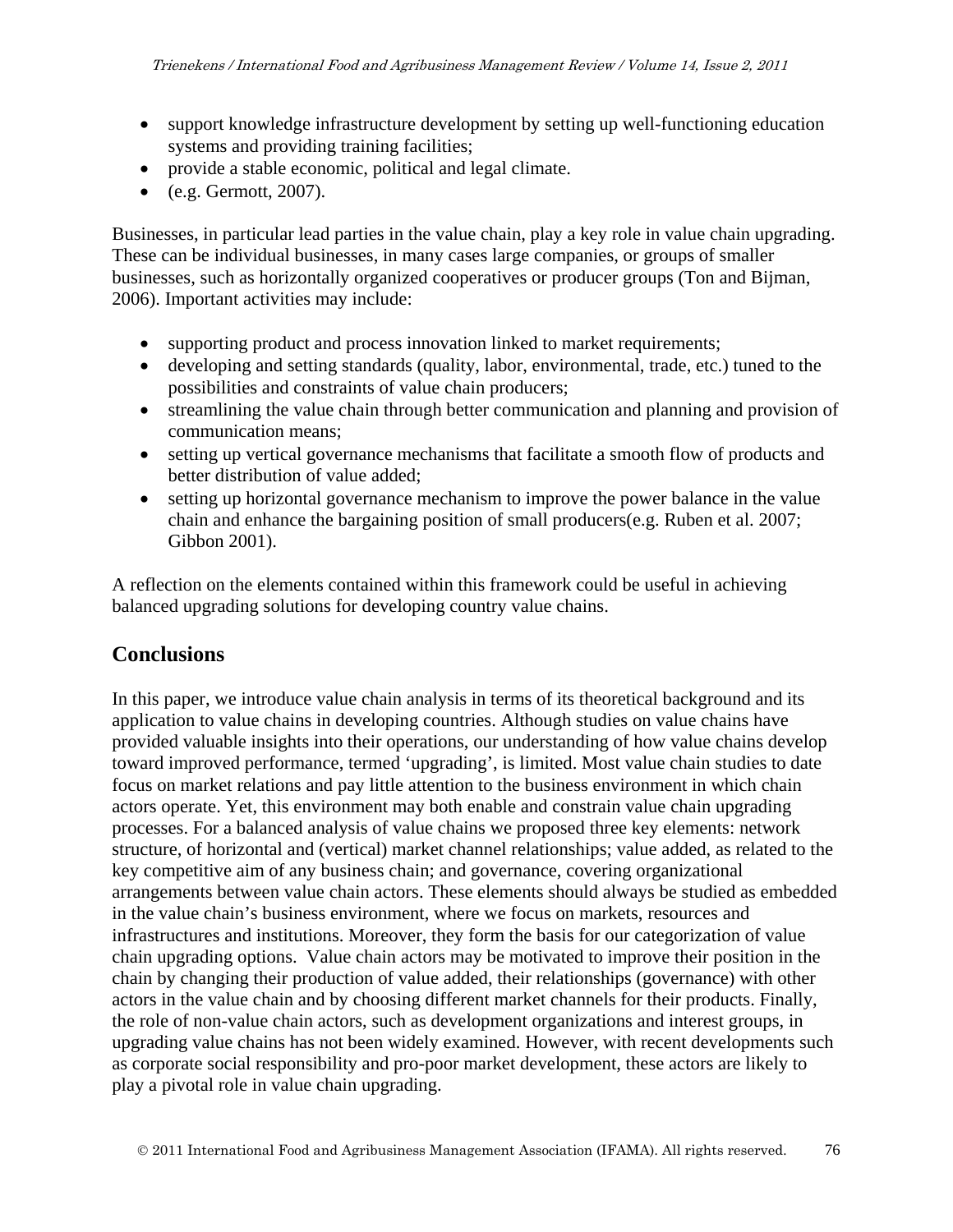- support knowledge infrastructure development by setting up well-functioning education systems and providing training facilities;
- provide a stable economic, political and legal climate.
- (e.g. Germott, 2007).

Businesses, in particular lead parties in the value chain, play a key role in value chain upgrading. These can be individual businesses, in many cases large companies, or groups of smaller businesses, such as horizontally organized cooperatives or producer groups (Ton and Bijman, 2006). Important activities may include:

- supporting product and process innovation linked to market requirements;
- developing and setting standards (quality, labor, environmental, trade, etc.) tuned to the possibilities and constraints of value chain producers;
- streamlining the value chain through better communication and planning and provision of communication means;
- setting up vertical governance mechanisms that facilitate a smooth flow of products and better distribution of value added;
- setting up horizontal governance mechanism to improve the power balance in the value chain and enhance the bargaining position of small producers(e.g. Ruben et al. 2007; Gibbon 2001).

A reflection on the elements contained within this framework could be useful in achieving balanced upgrading solutions for developing country value chains.

## Conclusions

In this paper, we introduce value chain analysis in terms of its theoretical background and its application to value chains in developing countries. Although studies on value chains have provided valuable insights into their operations, our understanding of how value chains develop toward improved performance, termed 'upgrading', is limited. Most value chain studies to date focus on market relations and pay little attention to the business environment in which chain actors operate. Yet, this environment may both enable and constrain value chain upgrading processes. For a balanced analysis of value chains we proposed three key elements: network structure, of horizontal and (vertical) market channel relationships; value added, as related to the key competitive aim of any business chain; and governance, covering organizational arrangements between value chain actors. These elements should always be studied as embedded in the value chain's business environment, where we focus on markets, resources and infrastructures and institutions. Moreover, they form the basis for our categorization of value chain upgrading options. Value chain actors may be motivated to improve their position in the chain by changing their production of value added, their relationships (governance) with other actors in the value chain and by choosing different market channels for their products. Finally, the role of non-value chain actors, such as development organizations and interest groups, in upgrading value chains has not been widely examined. However, with recent developments such as corporate social responsibility and pro-poor market development, these actors are likely to play a pivotal role in value chain upgrading.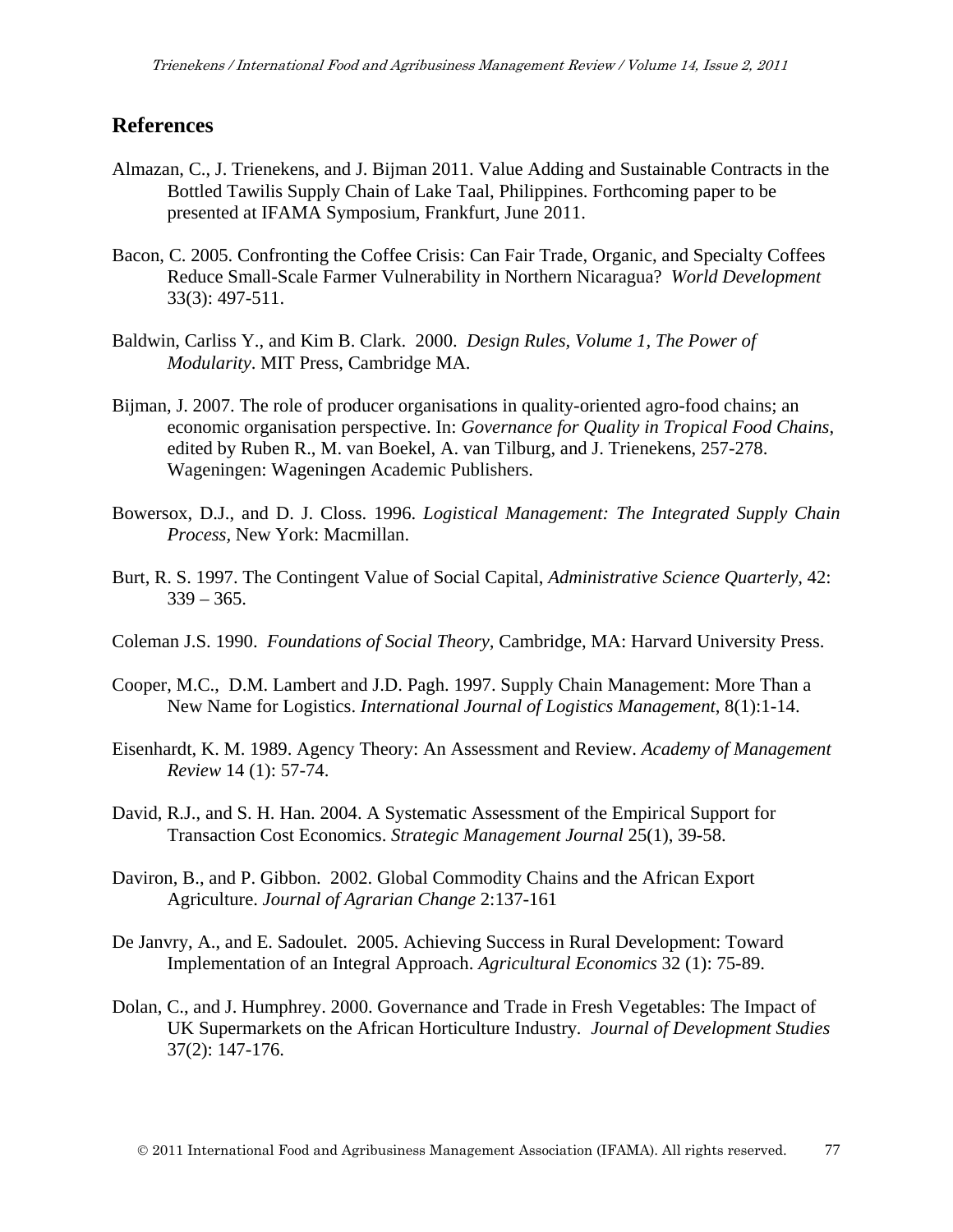## References

Almazan, C., J. Trienekens, and J. Bijman 2011. Value Adding and Sustainable Contracts in the Bottled Tawilis Supply Chain of Lake Taal, Philippines. Forthcoming paper to be presented at IFAMA Symposium, Frankfurt, June 2011.

Bacon, C. 2005. Confronting the Coffee Crisis: Can Fair Trade, Organic, and Specialty Coffees Reduce Small-Scale Farmer Vulnerability in Northern Nicaragua? *World Development* 33(3): 497-511.

Baldwin, Carliss Y., and Kim B. Clark. 2000. *Design Rules, Volume 1, The Power of Modularity*. MIT Press, Cambridge MA.

Bijman, J. 2007. The role of producer organisations in quality-oriented agro-food chains; an economic organisation perspective. In: *Governance for Quality in Tropical Food Chains*, edited by Ruben R., M. van Boekel, A. van Tilburg, and J. Trienekens, 257-278. Wageningen: Wageningen Academic Publishers.

Bowersox, D.J., and D. J. Closs. 1996. *Logistical Management: The Integrated Supply Chain Process*, New York: Macmillan.

Burt, R. S. 1997. The Contingent Value of Social Capital, *Administrative Science Quarterly*, 42: 339 – 365.

Coleman J.S. 1990. *Foundations of Social Theory,* Cambridge, MA: Harvard University Press.

Cooper, M.C., D.M. Lambert and J.D. Pagh. 1997. Supply Chain Management: More Than a New Name for Logistics. *International Journal of Logistics Management*, 8(1):1-14.

Eisenhardt, K. M. 1989. Agency Theory: An Assessment and Review. *Academy of Management Review* 14 (1): 57-74.

David, R.J., and S. H. Han. 2004. A Systematic Assessment of the Empirical Support for Transaction Cost Economics. *Strategic Management Journal* 25(1), 39-58.

Daviron, B., and P. Gibbon. 2002. Global Commodity Chains and the African Export Agriculture. *Journal of Agrarian Change* 2:137-161

De Janvry, A., and E. Sadoulet. 2005. Achieving Success in Rural Development: Toward Implementation of an Integral Approach. *Agricultural Economics* 32 (1): 75-89.

Dolan, C., and J. Humphrey. 2000. Governance and Trade in Fresh Vegetables: The Impact of UK Supermarkets on the African Horticulture Industry. *Journal of Development Studies* 37(2): 147-176.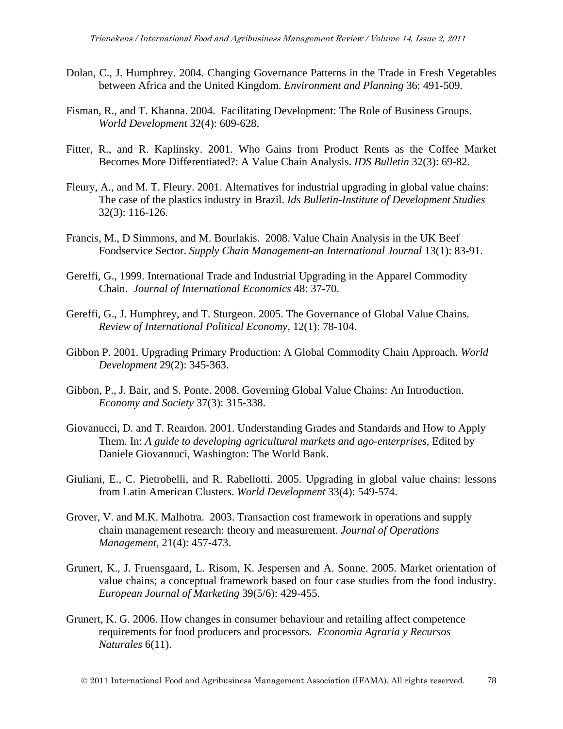Dolan, C., J. Humphrey. 2004. Changing Governance Patterns in the Trade in Fresh Vegetables between Africa and the United Kingdom. *Environment and Planning* 36: 491-509.

Fisman, R., and T. Khanna. 2004. Facilitating Development: The Role of Business Groups. *World Development* 32(4): 609-628.

Fitter, R., and R. Kaplinsky. 2001. Who Gains from Product Rents as the Coffee Market Becomes More Differentiated?: A Value Chain Analysis. *IDS Bulletin* 32(3): 69-82.

Fleury, A., and M. T. Fleury. 2001. Alternatives for industrial upgrading in global value chains: The case of the plastics industry in Brazil. *Ids Bulletin-Institute of Development Studies* 32(3): 116-126.

Francis, M., D Simmons, and M. Bourlakis. 2008. Value Chain Analysis in the UK Beef Foodservice Sector. *Supply Chain Management-an International Journal* 13(1): 83-91.

Gereffi, G., 1999. International Trade and Industrial Upgrading in the Apparel Commodity Chain. *Journal of International Economics* 48: 37-70.

Gereffi, G., J. Humphrey, and T. Sturgeon. 2005. The Governance of Global Value Chains. *Review of International Political Economy*, 12(1): 78-104.

Gibbon P. 2001. Upgrading Primary Production: A Global Commodity Chain Approach. *World Development* 29(2): 345-363.

Gibbon, P., J. Bair, and S. Ponte. 2008. Governing Global Value Chains: An Introduction. *Economy and Society* 37(3): 315-338.

Giovanucci, D. and T. Reardon. 2001. Understanding Grades and Standards and How to Apply Them. In: *A guide to developing agricultural markets and ago-enterprises*, Edited by Daniele Giovannuci, Washington: The World Bank.

Giuliani, E., C. Pietrobelli, and R. Rabellotti. 2005. Upgrading in global value chains: lessons from Latin American Clusters. *World Development* 33(4): 549-574.

Grover, V. and M.K. Malhotra. 2003. Transaction cost framework in operations and supply chain management research: theory and measurement. *Journal of Operations Management,* 21(4): 457-473.

Grunert, K., J. Fruensgaard, L. Risom, K. Jespersen and A. Sonne. 2005. Market orientation of value chains; a conceptual framework based on four case studies from the food industry. *European Journal of Marketing* 39(5/6): 429-455.

Grunert, K. G. 2006. How changes in consumer behaviour and retailing affect competence requirements for food producers and processors. *Economia Agraria y Recursos Naturales* 6(11).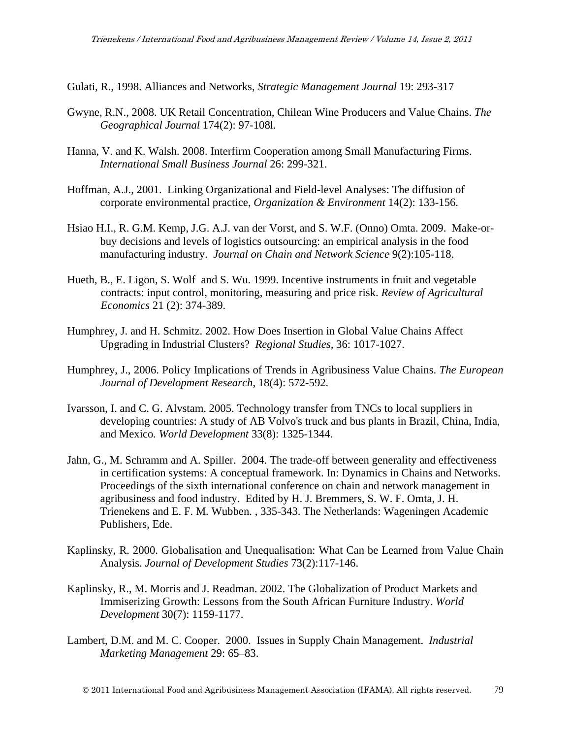Gulati, R., 1998. Alliances and Networks, *Strategic Management Journal* 19: 293-317

Gwyne, R.N., 2008. UK Retail Concentration, Chilean Wine Producers and Value Chains. *The Geographical Journal* 174(2): 97-108l.

Hanna, V. and K. Walsh. 2008. Interfirm Cooperation among Small Manufacturing Firms. *International Small Business Journal* 26: 299-321.

Hoffman, A.J., 2001. Linking Organizational and Field-level Analyses: The diffusion of corporate environmental practice, *Organization & Environment* 14(2): 133-156.

Hsiao H.I., R. G.M. Kemp, J.G. A.J. van der Vorst, and S. W.F. (Onno) Omta. 2009. Make-or-buy decisions and levels of logistics outsourcing: an empirical analysis in the food manufacturing industry. *Journal on Chain and Network Science* 9(2):105-118.

Hueth, B., E. Ligon, S. Wolf and S. Wu. 1999. Incentive instruments in fruit and vegetable contracts: input control, monitoring, measuring and price risk. *Review of Agricultural Economics* 21 (2): 374-389.

Humphrey, J. and H. Schmitz. 2002. How Does Insertion in Global Value Chains Affect Upgrading in Industrial Clusters? *Regional Studies*, 36: 1017-1027.

Humphrey, J., 2006. Policy Implications of Trends in Agribusiness Value Chains. *The European Journal of Development Research*, 18(4): 572-592.

Ivarsson, I. and C. G. Alvstam. 2005. Technology transfer from TNCs to local suppliers in developing countries: A study of AB Volvo's truck and bus plants in Brazil, China, India, and Mexico. *World Development* 33(8): 1325-1344.

Jahn, G., M. Schramm and A. Spiller. 2004. The trade-off between generality and effectiveness in certification systems: A conceptual framework. In: Dynamics in Chains and Networks. Proceedings of the sixth international conference on chain and network management in agribusiness and food industry. Edited by H. J. Bremmers, S. W. F. Omta, J. H. Trienekens and E. F. M. Wubben. , 335-343. The Netherlands: Wageningen Academic Publishers, Ede.

Kaplinsky, R. 2000. Globalisation and Unequalisation: What Can be Learned from Value Chain Analysis. *Journal of Development Studies* 73(2):117-146.

Kaplinsky, R., M. Morris and J. Readman. 2002. The Globalization of Product Markets and Immiserizing Growth: Lessons from the South African Furniture Industry. *World Development* 30(7): 1159-1177.

Lambert, D.M. and M. C. Cooper. 2000. Issues in Supply Chain Management. *Industrial Marketing Management* 29: 65–83.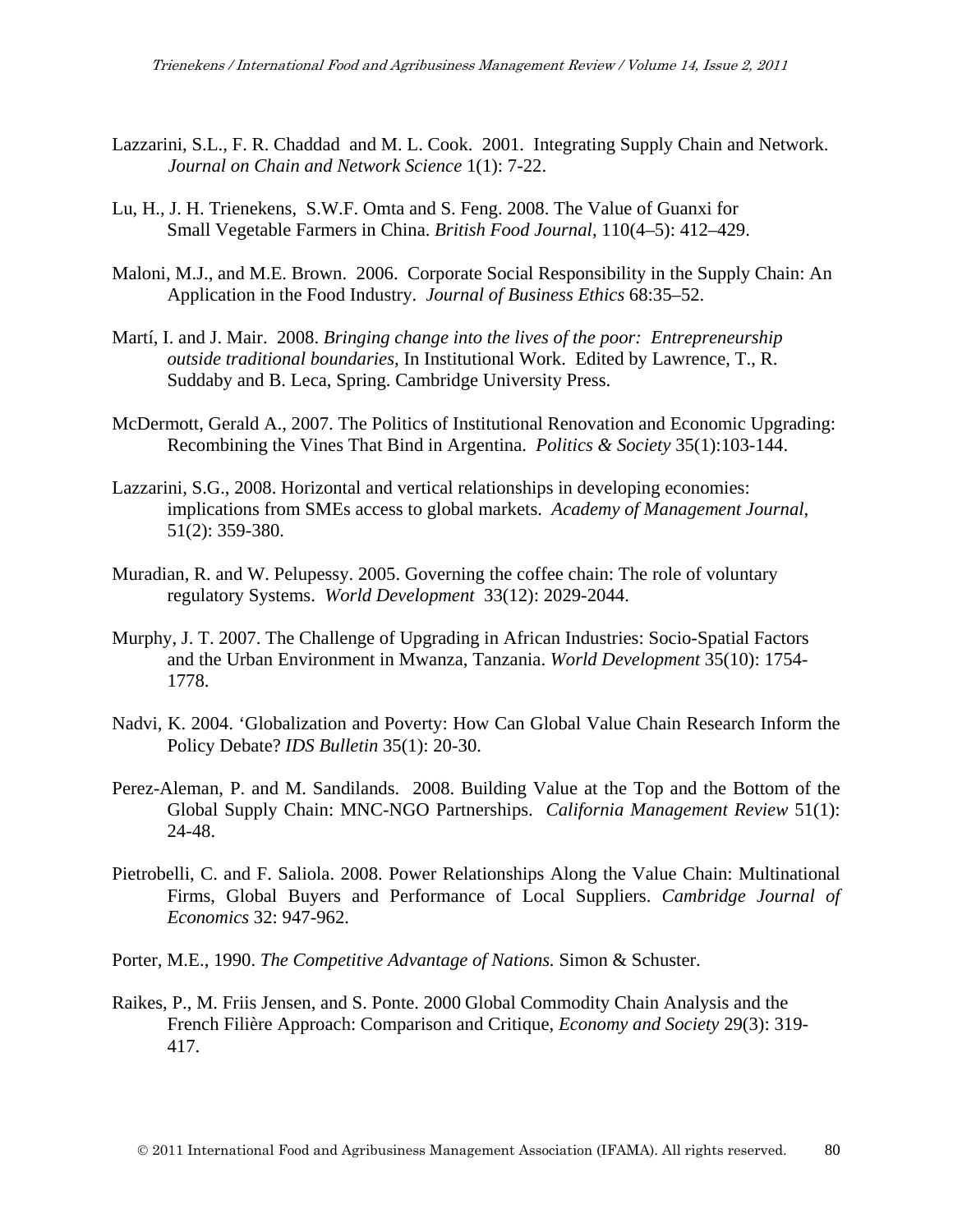Lazzarini, S.L., F. R. Chaddad and M. L. Cook. 2001. Integrating Supply Chain and Network. *Journal on Chain and Network Science* 1(1): 7-22.

Lu, H., J. H. Trienekens, S.W.F. Omta and S. Feng. 2008. The Value of Guanxi for Small Vegetable Farmers in China. *British Food Journal*, 110(4–5): 412–429.

Maloni, M.J., and M.E. Brown. 2006. Corporate Social Responsibility in the Supply Chain: An Application in the Food Industry. *Journal of Business Ethics* 68:35–52.

Martí, I. and J. Mair. 2008. *Bringing change into the lives of the poor: Entrepreneurship outside traditional boundaries,* In Institutional Work. Edited by Lawrence, T., R. Suddaby and B. Leca, Spring. Cambridge University Press.

McDermott, Gerald A., 2007. The Politics of Institutional Renovation and Economic Upgrading: Recombining the Vines That Bind in Argentina. *Politics & Society* 35(1):103-144.

Lazzarini, S.G., 2008. Horizontal and vertical relationships in developing economies: implications from SMEs access to global markets. *Academy of Management Journal*, 51(2): 359-380.

Muradian, R. and W. Pelupessy. 2005. Governing the coffee chain: The role of voluntary regulatory Systems. *World Development* 33(12): 2029-2044.

Murphy, J. T. 2007. The Challenge of Upgrading in African Industries: Socio-Spatial Factors and the Urban Environment in Mwanza, Tanzania. *World Development* 35(10): 1754-1778.

Nadvi, K. 2004. 'Globalization and Poverty: How Can Global Value Chain Research Inform the Policy Debate? *IDS Bulletin* 35(1): 20-30.

Perez-Aleman, P. and M. Sandilands. 2008. Building Value at the Top and the Bottom of the Global Supply Chain: MNC-NGO Partnerships. *California Management Review* 51(1): 24-48.

Pietrobelli, C. and F. Saliola. 2008. Power Relationships Along the Value Chain: Multinational Firms, Global Buyers and Performance of Local Suppliers. *Cambridge Journal of Economics* 32: 947-962.

Porter, M.E., 1990. *The Competitive Advantage of Nations.* Simon & Schuster.

Raikes, P., M. Friis Jensen, and S. Ponte. 2000 Global Commodity Chain Analysis and the French Filière Approach: Comparison and Critique, *Economy and Society* 29(3): 319-417.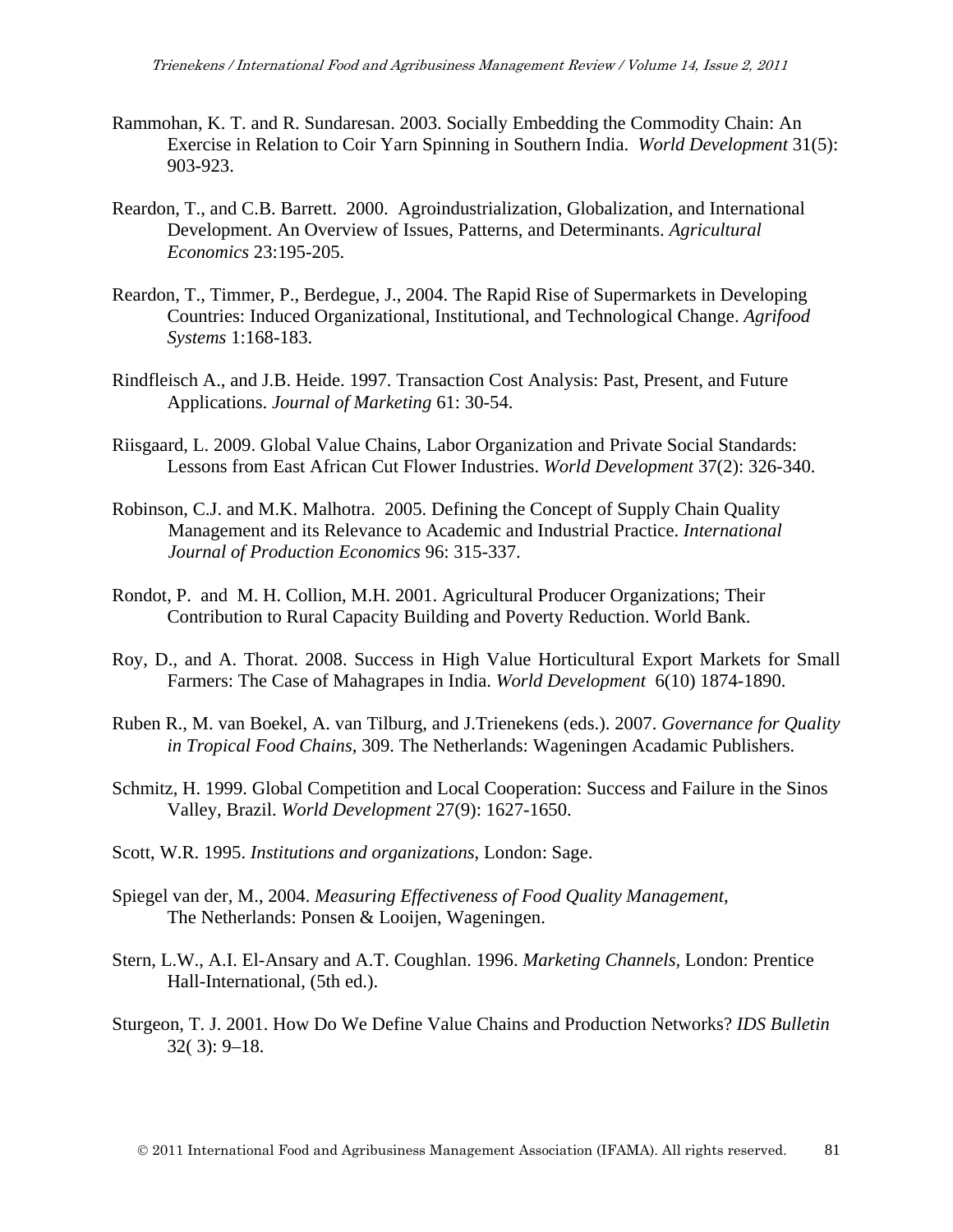Rammohan, K. T. and R. Sundaresan. 2003. Socially Embedding the Commodity Chain: An Exercise in Relation to Coir Yarn Spinning in Southern India. *World Development* 31(5): 903-923.

Reardon, T., and C.B. Barrett. 2000. Agroindustrialization, Globalization, and International Development. An Overview of Issues, Patterns, and Determinants. *Agricultural Economics* 23:195-205.

Reardon, T., Timmer, P., Berdegue, J., 2004. The Rapid Rise of Supermarkets in Developing Countries: Induced Organizational, Institutional, and Technological Change. *Agrifood Systems* 1:168-183.

Rindfleisch A., and J.B. Heide. 1997. Transaction Cost Analysis: Past, Present, and Future Applications. *Journal of Marketing* 61: 30-54.

Riisgaard, L. 2009. Global Value Chains, Labor Organization and Private Social Standards: Lessons from East African Cut Flower Industries. *World Development* 37(2): 326-340.

Robinson, C.J. and M.K. Malhotra. 2005. Defining the Concept of Supply Chain Quality Management and its Relevance to Academic and Industrial Practice. *International Journal of Production Economics* 96: 315-337.

Rondot, P. and M. H. Collion, M.H. 2001. Agricultural Producer Organizations; Their Contribution to Rural Capacity Building and Poverty Reduction. World Bank.

Roy, D., and A. Thorat. 2008. Success in High Value Horticultural Export Markets for Small Farmers: The Case of Mahagrapes in India. *World Development* 6(10) 1874-1890.

Ruben R., M. van Boekel, A. van Tilburg, and J.Trienekens (eds.). 2007. *Governance for Quality in Tropical Food Chains*, 309. The Netherlands: Wageningen Acadamic Publishers.

Schmitz, H. 1999. Global Competition and Local Cooperation: Success and Failure in the Sinos Valley, Brazil. *World Development* 27(9): 1627-1650.

Scott, W.R. 1995. *Institutions and organizations*, London: Sage.

Spiegel van der, M., 2004. *Measuring Effectiveness of Food Quality Management*, The Netherlands: Ponsen & Looijen, Wageningen.

Stern, L.W., A.I. El-Ansary and A.T. Coughlan. 1996. *Marketing Channels*, London: Prentice Hall-International, (5th ed.).

Sturgeon, T. J. 2001. How Do We Define Value Chains and Production Networks? *IDS Bulletin* 32( 3): 9–18.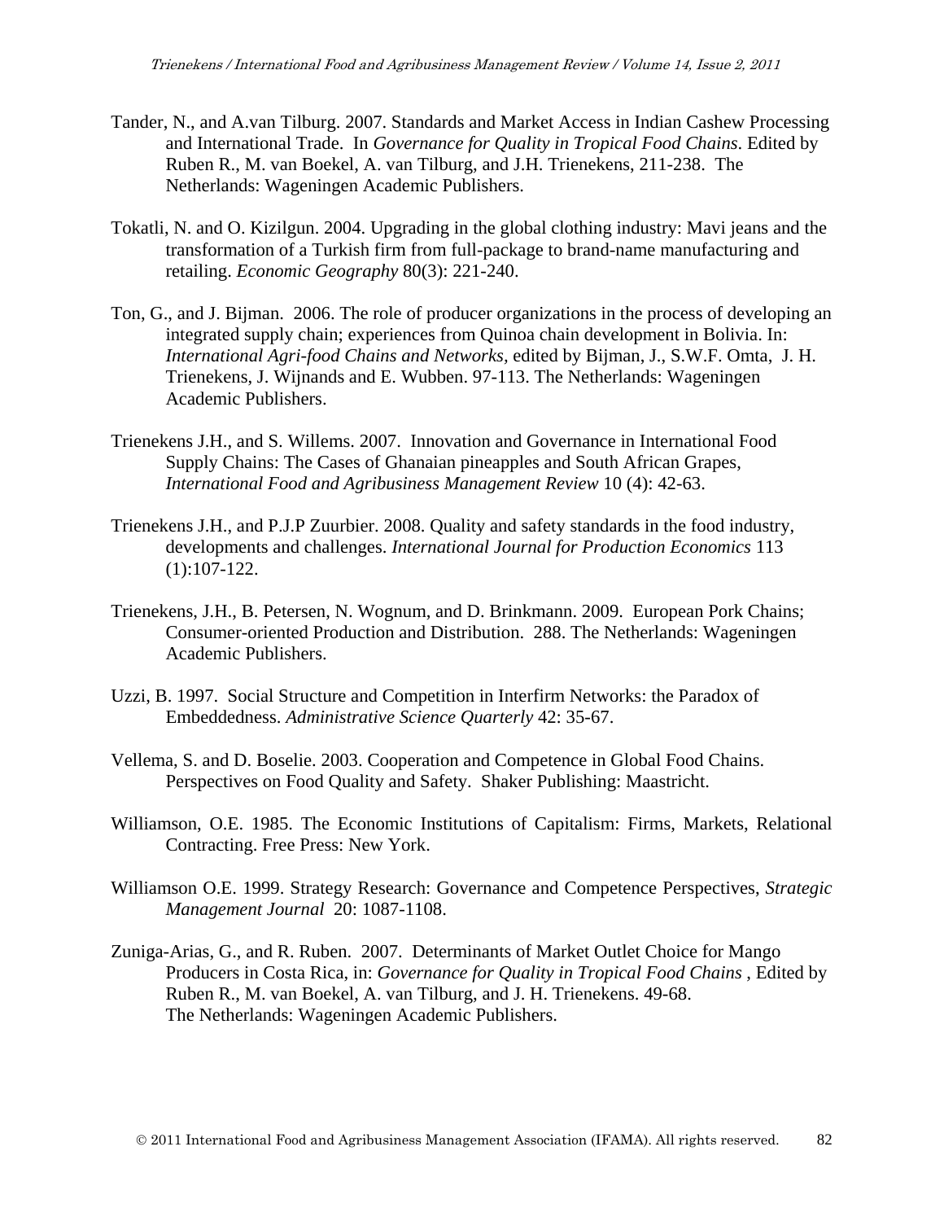Tander, N., and A.van Tilburg. 2007. Standards and Market Access in Indian Cashew Processing and International Trade. In *Governance for Quality in Tropical Food Chains*. Edited by Ruben R., M. van Boekel, A. van Tilburg, and J.H. Trienekens, 211-238. The Netherlands: Wageningen Academic Publishers.

Tokatli, N. and O. Kizilgun. 2004. Upgrading in the global clothing industry: Mavi jeans and the transformation of a Turkish firm from full-package to brand-name manufacturing and retailing. *Economic Geography* 80(3): 221-240.

Ton, G., and J. Bijman. 2006. The role of producer organizations in the process of developing an integrated supply chain; experiences from Quinoa chain development in Bolivia. In: *International Agri-food Chains and Networks,* edited by Bijman, J., S.W.F. Omta, J. H. Trienekens, J. Wijnands and E. Wubben. 97-113. The Netherlands: Wageningen Academic Publishers.

Trienekens J.H., and S. Willems. 2007. Innovation and Governance in International Food Supply Chains: The Cases of Ghanaian pineapples and South African Grapes, *International Food and Agribusiness Management Review* 10 (4): 42-63.

Trienekens J.H., and P.J.P Zuurbier. 2008. Quality and safety standards in the food industry, developments and challenges. *International Journal for Production Economics* 113 (1):107-122.

Trienekens, J.H., B. Petersen, N. Wognum, and D. Brinkmann. 2009. European Pork Chains; Consumer-oriented Production and Distribution. 288. The Netherlands: Wageningen Academic Publishers.

Uzzi, B. 1997. Social Structure and Competition in Interfirm Networks: the Paradox of Embeddedness. *Administrative Science Quarterly* 42: 35-67.

Vellema, S. and D. Boselie. 2003. Cooperation and Competence in Global Food Chains. Perspectives on Food Quality and Safety. Shaker Publishing: Maastricht.

Williamson, O.E. 1985. The Economic Institutions of Capitalism: Firms, Markets, Relational Contracting. Free Press: New York.

Williamson O.E. 1999. Strategy Research: Governance and Competence Perspectives, *Strategic Management Journal* 20: 1087-1108.

Zuniga-Arias, G., and R. Ruben. 2007. Determinants of Market Outlet Choice for Mango Producers in Costa Rica, in: *Governance for Quality in Tropical Food Chains* , Edited by Ruben R., M. van Boekel, A. van Tilburg, and J. H. Trienekens. 49-68. The Netherlands: Wageningen Academic Publishers.